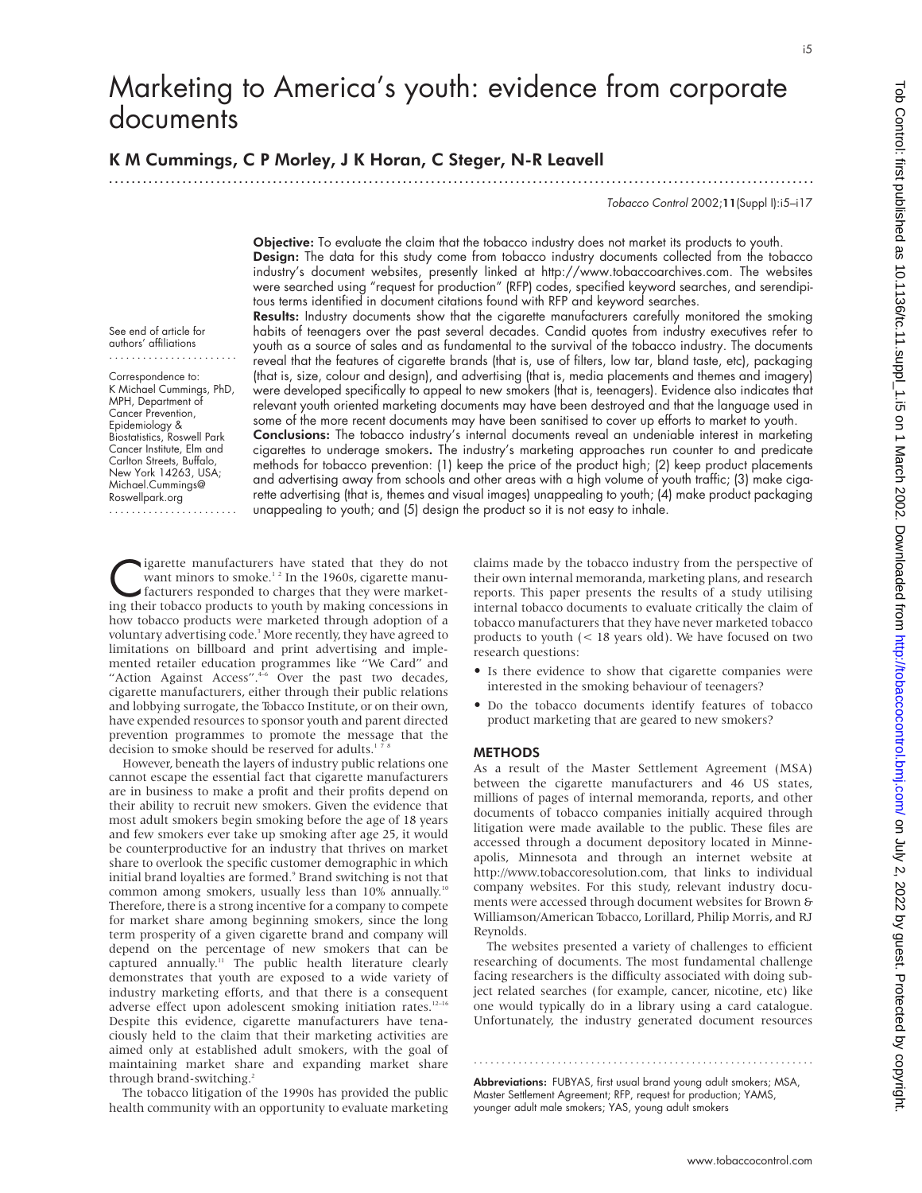# Marketing to America's youth: evidence from corporate documents

**K M Cummings, C P Morley, J K Horan, C Steger, N-R Leavell**

See end of article for authors' affiliations

Correspondence to: K Michael Cummings, PhD, MPH, Department of Cancer Prevention, Epidemiology & Biostatistics, Roswell Park Cancer Institute, Elm and Carlton Streets, Buffalo, New York 14263, USA; Michael.Cummings@Roswellpark.org

**Objective:** To evaluate the claim that the tobacco industry does not market its products to youth.

**Design:** The data for this study come from tobacco industry documents collected from the tobacco industry's document websites, presently linked at http://www.tobaccoarchives.com. The websites were searched using "request for production" (RFP) codes, specified keyword searches, and serendipitous terms identified in document citations found with RFP and keyword searches.

**Results:** Industry documents show that the cigarette manufacturers carefully monitored the smoking habits of teenagers over the past several decades. Candid quotes from industry executives refer to youth as a source of sales and as fundamental to the survival of the tobacco industry. The documents reveal that the features of cigarette brands (that is, use of filters, low tar, bland taste, etc), packaging (that is, size, colour and design), and advertising (that is, media placements and themes and imagery) were developed specifically to appeal to new smokers (that is, teenagers). Evidence also indicates that relevant youth oriented marketing documents may have been destroyed and that the language used in some of the more recent documents may have been sanitised to cover up efforts to market to youth.

**Conclusions:** The tobacco industry's internal documents reveal an undeniable interest in marketing cigarettes to underage smokers**.** The industry's marketing approaches run counter to and predicate methods for tobacco prevention: (1) keep the price of the product high; (2) keep product placements and advertising away from schools and other areas with a high volume of youth traffic; (3) make cigarette advertising (that is, themes and visual images) unappealing to youth; (4) make product packaging unappealing to youth; and (5) design the product so it is not easy to inhale.

Cigarette manufacturers have stated that they do not want minors to smoke.[1 2] In the 1960s, cigarette manufacturers responded to charges that they were marketing their tobacco products to youth by making concessions in how tobacco products were marketed through adoption of a voluntary advertising code.[3] More recently, they have agreed to limitations on billboard and print advertising and implemented retailer education programmes like "We Card" and "Action Against Access".[4–6] Over the past two decades, cigarette manufacturers, either through their public relations and lobbying surrogate, the Tobacco Institute, or on their own, have expended resources to sponsor youth and parent directed prevention programmes to promote the message that the decision to smoke should be reserved for adults.[1 7 8]

However, beneath the layers of industry public relations one cannot escape the essential fact that cigarette manufacturers are in business to make a profit and their profits depend on their ability to recruit new smokers. Given the evidence that most adult smokers begin smoking before the age of 18 years and few smokers ever take up smoking after age 25, it would be counterproductive for an industry that thrives on market share to overlook the specific customer demographic in which initial brand loyalties are formed.[9] Brand switching is not that common among smokers, usually less than 10% annually.[10] Therefore, there is a strong incentive for a company to compete for market share among beginning smokers, since the long term prosperity of a given cigarette brand and company will depend on the percentage of new smokers that can be captured annually.[11] The public health literature clearly demonstrates that youth are exposed to a wide variety of industry marketing efforts, and that there is a consequent adverse effect upon adolescent smoking initiation rates.[12–16] Despite this evidence, cigarette manufacturers have tenaciously held to the claim that their marketing activities are aimed only at established adult smokers, with the goal of maintaining market share and expanding market share through brand-switching.[2]

The tobacco litigation of the 1990s has provided the public health community with an opportunity to evaluate marketing claims made by the tobacco industry from the perspective of their own internal memoranda, marketing plans, and research reports. This paper presents the results of a study utilising internal tobacco documents to evaluate critically the claim of tobacco manufacturers that they have never marketed tobacco products to youth (< 18 years old). We have focused on two research questions:

- Is there evidence to show that cigarette companies were interested in the smoking behaviour of teenagers?
- Do the tobacco documents identify features of tobacco product marketing that are geared to new smokers?

## METHODS

As a result of the Master Settlement Agreement (MSA) between the cigarette manufacturers and 46 US states, millions of pages of internal memoranda, reports, and other documents of tobacco companies initially acquired through litigation were made available to the public. These files are accessed through a document depository located in Minneapolis, Minnesota and through an internet website at http://www.tobaccoresolution.com, that links to individual company websites. For this study, relevant industry documents were accessed through document websites for Brown & Williamson/American Tobacco, Lorillard, Philip Morris, and RJ Reynolds.

The websites presented a variety of challenges to efficient researching of documents. The most fundamental challenge facing researchers is the difficulty associated with doing subject related searches (for example, cancer, nicotine, etc) like one would typically do in a library using a card catalogue. Unfortunately, the industry generated document resources

**Abbreviations:** FUBYAS, first usual brand young adult smokers; MSA, Master Settlement Agreement; RFP, request for production; YAMS, younger adult male smokers; YAS, young adult smokers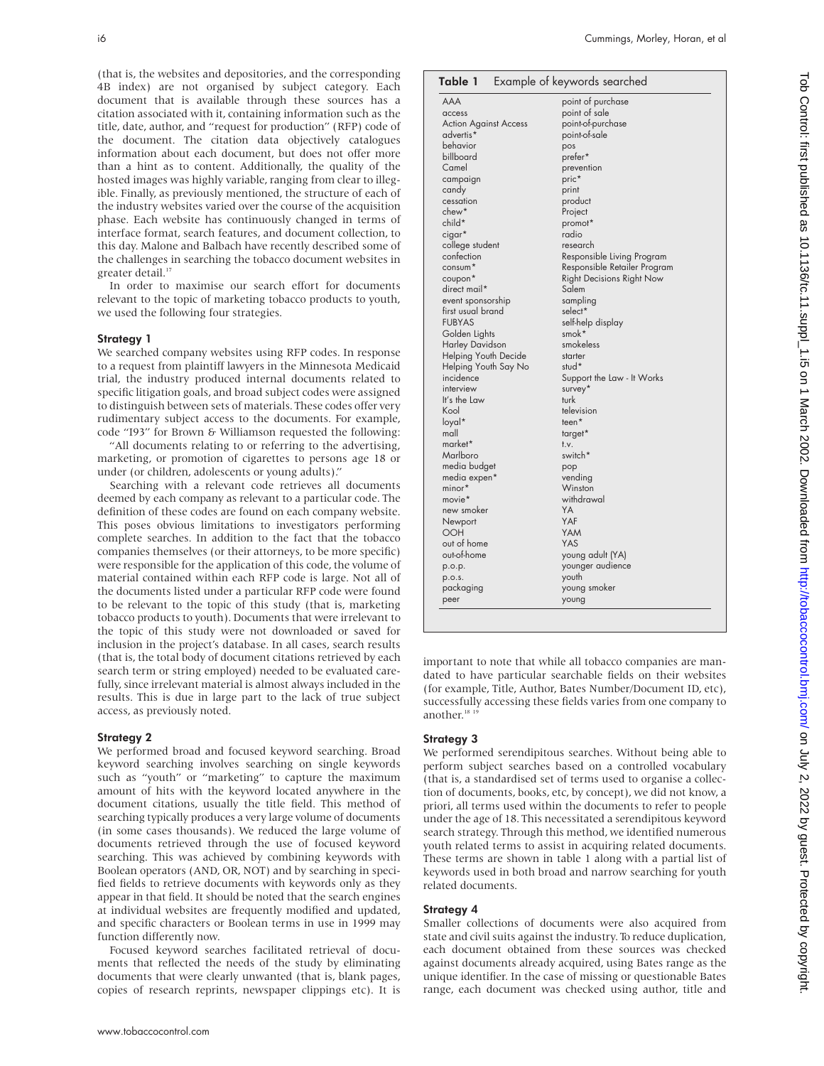(that is, the websites and depositories, and the corresponding 4B index) are not organised by subject category. Each document that is available through these sources has a citation associated with it, containing information such as the title, date, author, and "request for production" (RFP) code of the document. The citation data objectively catalogues information about each document, but does not offer more than a hint as to content. Additionally, the quality of the hosted images was highly variable, ranging from clear to illegible. Finally, as previously mentioned, the structure of each of the industry websites varied over the course of the acquisition phase. Each website has continuously changed in terms of interface format, search features, and document collection, to this day. Malone and Balbach have recently described some of the challenges in searching the tobacco document websites in greater detail.[17]

In order to maximise our search effort for documents relevant to the topic of marketing tobacco products to youth, we used the following four strategies.

### Strategy 1

We searched company websites using RFP codes. In response to a request from plaintiff lawyers in the Minnesota Medicaid trial, the industry produced internal documents related to specific litigation goals, and broad subject codes were assigned to distinguish between sets of materials. These codes offer very rudimentary subject access to the documents. For example, code "I93" for Brown & Williamson requested the following:

"All documents relating to or referring to the advertising, marketing, or promotion of cigarettes to persons age 18 or under (or children, adolescents or young adults)."

Searching with a relevant code retrieves all documents deemed by each company as relevant to a particular code. The definition of these codes are found on each company website. This poses obvious limitations to investigators performing complete searches. In addition to the fact that the tobacco companies themselves (or their attorneys, to be more specific) were responsible for the application of this code, the volume of material contained within each RFP code is large. Not all of the documents listed under a particular RFP code were found to be relevant to the topic of this study (that is, marketing tobacco products to youth). Documents that were irrelevant to the topic of this study were not downloaded or saved for inclusion in the project's database. In all cases, search results (that is, the total body of document citations retrieved by each search term or string employed) needed to be evaluated carefully, since irrelevant material is almost always included in the results. This is due in large part to the lack of true subject access, as previously noted.

### Strategy 2

We performed broad and focused keyword searching. Broad keyword searching involves searching on single keywords such as "youth" or "marketing" to capture the maximum amount of hits with the keyword located anywhere in the document citations, usually the title field. This method of searching typically produces a very large volume of documents (in some cases thousands). We reduced the large volume of documents retrieved through the use of focused keyword searching. This was achieved by combining keywords with Boolean operators (AND, OR, NOT) and by searching in specified fields to retrieve documents with keywords only as they appear in that field. It should be noted that the search engines at individual websites are frequently modified and updated, and specific characters or Boolean terms in use in 1999 may function differently now.

Focused keyword searches facilitated retrieval of documents that reflected the needs of the study by eliminating documents that were clearly unwanted (that is, blank pages, copies of research reprints, newspaper clippings etc). It is important to note that while all tobacco companies are mandated to have particular searchable fields on their websites (for example, Title, Author, Bates Number/Document ID, etc), successfully accessing these fields varies from one company to another.[18,19]

**Table 1** Example of keywords searched

| | |
|---|---|
| AAA | point of purchase |
| access | point of sale |
| Action Against Access | point-of-purchase |
| advertis* | point-of-sale |
| behavior | pos |
| billboard | prefer* |
| Camel | prevention |
| campaign | pric* |
| candy | print |
| cessation | product |
| chew* | Project |
| child* | promot* |
| cigar* | radio |
| college student | research |
| confection | Responsible Living Program |
| consum* | Responsible Retailer Program |
| coupon* | Right Decisions Right Now |
| direct mail* | Salem |
| event sponsorship | sampling |
| first usual brand | select* |
| FUBYAS | self-help display |
| Golden Lights | smok* |
| Harley Davidson | smokeless |
| Helping Youth Decide | starter |
| Helping Youth Say No | stud* |
| incidence | Support the Law - It Works |
| interview | survey* |
| It's the Law | turk |
| Kool | television |
| loyal* | teen* |
| mall | target* |
| market* | t.v. |
| Marlboro | switch* |
| media budget | pop |
| media expen* | vending |
| minor* | Winston |
| movie* | withdrawal |
| new smoker | YA |
| Newport | YAF |
| OOH | YAM |
| out of home | YAS |
| out-of-home | young adult (YA) |
| p.o.p. | younger audience |
| p.o.s. | youth |
| packaging | young smoker |
| peer | young |

### Strategy 3

We performed serendipitous searches. Without being able to perform subject searches based on a controlled vocabulary (that is, a standardised set of terms used to organise a collection of documents, books, etc, by concept), we did not know, a priori, all terms used within the documents to refer to people under the age of 18. This necessitated a serendipitous keyword search strategy. Through this method, we identified numerous youth related terms to assist in acquiring related documents. These terms are shown in table 1 along with a partial list of keywords used in both broad and narrow searching for youth related documents.

### Strategy 4

Smaller collections of documents were also acquired from state and civil suits against the industry. To reduce duplication, each document obtained from these sources was checked against documents already acquired, using Bates range as the unique identifier. In the case of missing or questionable Bates range, each document was checked using author, title and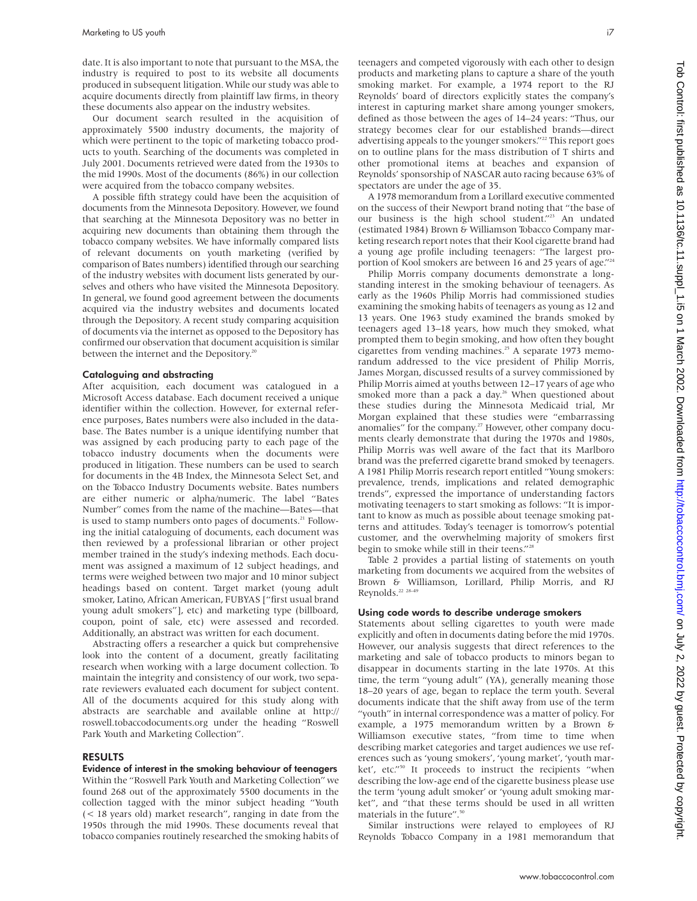date. It is also important to note that pursuant to the MSA, the industry is required to post to its website all documents produced in subsequent litigation. While our study was able to acquire documents directly from plaintiff law firms, in theory these documents also appear on the industry websites.

Our document search resulted in the acquisition of approximately 5500 industry documents, the majority of which were pertinent to the topic of marketing tobacco products to youth. Searching of the documents was completed in July 2001. Documents retrieved were dated from the 1930s to the mid 1990s. Most of the documents (86%) in our collection were acquired from the tobacco company websites.

A possible fifth strategy could have been the acquisition of documents from the Minnesota Depository. However, we found that searching at the Minnesota Depository was no better in acquiring new documents than obtaining them through the tobacco company websites. We have informally compared lists of relevant documents on youth marketing (verified by comparison of Bates numbers) identified through our searching of the industry websites with document lists generated by ourselves and others who have visited the Minnesota Depository. In general, we found good agreement between the documents acquired via the industry websites and documents located through the Depository. A recent study comparing acquisition of documents via the internet as opposed to the Depository has confirmed our observation that document acquisition is similar between the internet and the Depository.[20]

### Cataloguing and abstracting

After acquisition, each document was catalogued in a Microsoft Access database. Each document received a unique identifier within the collection. However, for external reference purposes, Bates numbers were also included in the database. The Bates number is a unique identifying number that was assigned by each producing party to each page of the tobacco industry documents when the documents were produced in litigation. These numbers can be used to search for documents in the 4B Index, the Minnesota Select Set, and on the Tobacco Industry Documents website. Bates numbers are either numeric or alpha/numeric. The label "Bates Number" comes from the name of the machine—Bates—that is used to stamp numbers onto pages of documents.[21] Following the initial cataloguing of documents, each document was then reviewed by a professional librarian or other project member trained in the study's indexing methods. Each document was assigned a maximum of 12 subject headings, and terms were weighed between two major and 10 minor subject headings based on content. Target market (young adult smoker, Latino, African American, FUBYAS ["first usual brand young adult smokers"], etc) and marketing type (billboard, coupon, point of sale, etc) were assessed and recorded. Additionally, an abstract was written for each document.

Abstracting offers a researcher a quick but comprehensive look into the content of a document, greatly facilitating research when working with a large document collection. To maintain the integrity and consistency of our work, two separate reviewers evaluated each document for subject content. All of the documents acquired for this study along with abstracts are searchable and available online at http://roswell.tobaccodocuments.org under the heading "Roswell Park Youth and Marketing Collection".

## RESULTS

### Evidence of interest in the smoking behaviour of teenagers

Within the "Roswell Park Youth and Marketing Collection" we found 268 out of the approximately 5500 documents in the collection tagged with the minor subject heading "Youth (< 18 years old) market research", ranging in date from the 1950s through the mid 1990s. These documents reveal that tobacco companies routinely researched the smoking habits of teenagers and competed vigorously with each other to design products and marketing plans to capture a share of the youth smoking market. For example, a 1974 report to the RJ Reynolds' board of directors explicitly states the company's interest in capturing market share among younger smokers, defined as those between the ages of 14–24 years: "Thus, our strategy becomes clear for our established brands—direct advertising appeals to the younger smokers."[22] This report goes on to outline plans for the mass distribution of T shirts and other promotional items at beaches and expansion of Reynolds' sponsorship of NASCAR auto racing because 63% of spectators are under the age of 35.

A 1978 memorandum from a Lorillard executive commented on the success of their Newport brand noting that "the base of our business is the high school student."[23] An undated (estimated 1984) Brown & Williamson Tobacco Company marketing research report notes that their Kool cigarette brand had a young age profile including teenagers: "The largest proportion of Kool smokers are between 16 and 25 years of age."[24]

Philip Morris company documents demonstrate a longstanding interest in the smoking behaviour of teenagers. As early as the 1960s Philip Morris had commissioned studies examining the smoking habits of teenagers as young as 12 and 13 years. One 1963 study examined the brands smoked by teenagers aged 13–18 years, how much they smoked, what prompted them to begin smoking, and how often they bought cigarettes from vending machines.[25] A separate 1973 memorandum addressed to the vice president of Philip Morris, James Morgan, discussed results of a survey commissioned by Philip Morris aimed at youths between 12–17 years of age who smoked more than a pack a day.[26] When questioned about these studies during the Minnesota Medicaid trial, Mr Morgan explained that these studies were "embarrassing anomalies" for the company.[27] However, other company documents clearly demonstrate that during the 1970s and 1980s, Philip Morris was well aware of the fact that its Marlboro brand was the preferred cigarette brand smoked by teenagers. A 1981 Philip Morris research report entitled "Young smokers: prevalence, trends, implications and related demographic trends", expressed the importance of understanding factors motivating teenagers to start smoking as follows: "It is important to know as much as possible about teenage smoking patterns and attitudes. Today's teenager is tomorrow's potential customer, and the overwhelming majority of smokers first begin to smoke while still in their teens."[28]

Table 2 provides a partial listing of statements on youth marketing from documents we acquired from the websites of Brown & Williamson, Lorillard, Philip Morris, and RJ Reynolds.[22 28–49]

### Using code words to describe underage smokers

Statements about selling cigarettes to youth were made explicitly and often in documents dating before the mid 1970s. However, our analysis suggests that direct references to the marketing and sale of tobacco products to minors began to disappear in documents starting in the late 1970s. At this time, the term "young adult" (YA), generally meaning those 18–20 years of age, began to replace the term youth. Several documents indicate that the shift away from use of the term "youth" in internal correspondence was a matter of policy. For example, a 1975 memorandum written by a Brown & Williamson executive states, "from time to time when describing market categories and target audiences we use references such as 'young smokers', 'young market', 'youth market', etc."[50] It proceeds to instruct the recipients "when describing the low-age end of the cigarette business please use the term 'young adult smoker' or 'young adult smoking market", and "that these terms should be used in all written materials in the future".[50]

Similar instructions were relayed to employees of RJ Reynolds Tobacco Company in a 1981 memorandum that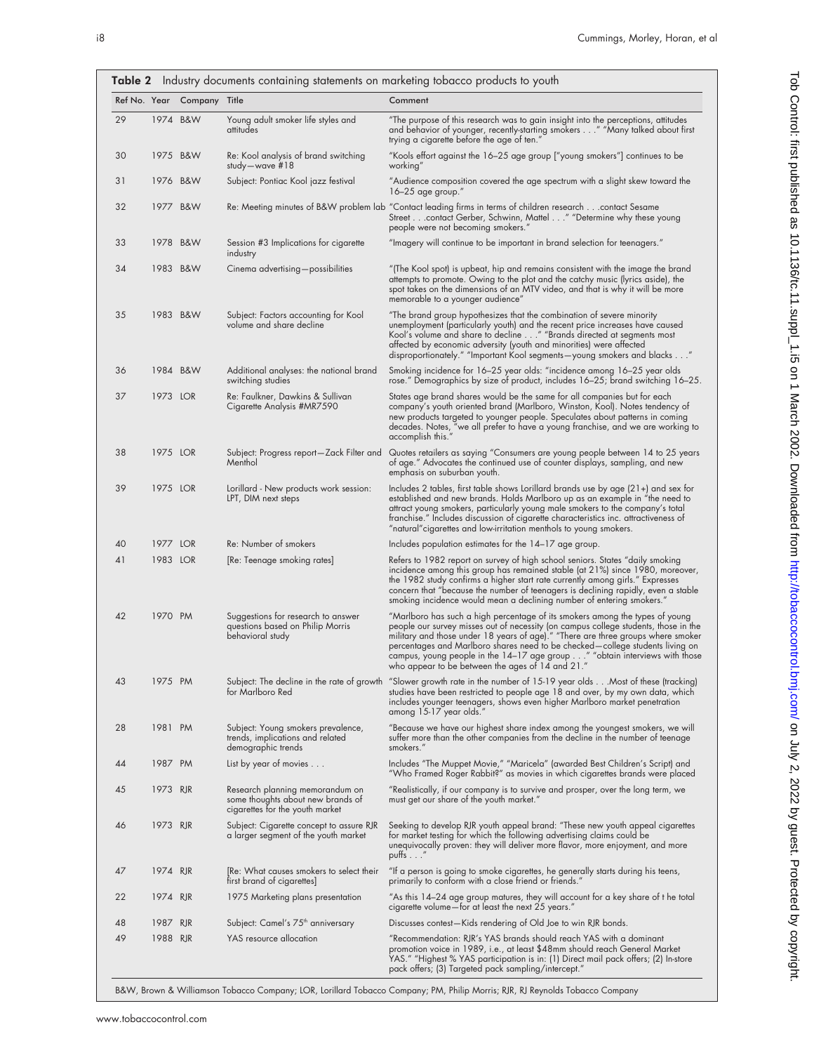**Table 2** Industry documents containing statements on marketing tobacco products to youth

| Ref No. | Year | Company | Title | Comment |
|---|---|---|---|---|
| 29 | 1974 | B&W | Young adult smoker life styles and attitudes | "The purpose of this research was to gain insight into the perceptions, attitudes and behavior of younger, recently-starting smokers . . ." "Many talked about first trying a cigarette before the age of ten." |
| 30 | 1975 | B&W | Re: Kool analysis of brand switching study—wave #18 | "Kools effort against the 16–25 age group ["young smokers"] continues to be working" |
| 31 | 1976 | B&W | Subject: Pontiac Kool jazz festival | "Audience composition covered the age spectrum with a slight skew toward the 16–25 age group." |
| 32 | 1977 | B&W | Re: Meeting minutes of B&W problem lab | "Contact leading firms in terms of children research . . .contact Sesame Street . . .contact Gerber, Schwinn, Mattel . . ." "Determine why these young people were not becoming smokers." |
| 33 | 1978 | B&W | Session #3 Implications for cigarette industry | "Imagery will continue to be important in brand selection for teenagers." |
| 34 | 1983 | B&W | Cinema advertising—possibilities | "(The Kool spot) is upbeat, hip and remains consistent with the image the brand attempts to promote. Owing to the plot and the catchy music (lyrics aside), the spot takes on the dimensions of an MTV video, and that is why it will be more memorable to a younger audience" |
| 35 | 1983 | B&W | Subject: Factors accounting for Kool volume and share decline | "The brand group hypothesizes that the combination of severe minority unemployment (particularly youth) and the recent price increases have caused Kool's volume and share to decline . . ." "Brands directed at segments most affected by economic adversity (youth and minorities) were affected disproportionately." "Important Kool segments—young smokers and blacks . . ." |
| 36 | 1984 | B&W | Additional analyses: the national brand switching studies | Smoking incidence for 16–25 year olds: "incidence among 16–25 year olds rose." Demographics by size of product, includes 16–25; brand switching 16–25. |
| 37 | 1973 | LOR | Re: Faulkner, Dawkins & Sullivan Cigarette Analysis #MR7590 | States age brand shares would be the same for all companies but for each company's youth oriented brand (Marlboro, Winston, Kool). Notes tendency of new products targeted to younger people. Speculates about patterns in coming decades. Notes, "we all prefer to have a young franchise, and we are working to accomplish this." |
| 38 | 1975 | LOR | Subject: Progress report—Zack Filter and Menthol | Quotes retailers as saying "Consumers are young people between 14 to 25 years of age." Advocates the continued use of counter displays, sampling, and new emphasis on suburban youth. |
| 39 | 1975 | LOR | Lorillard - New products work session: LPT, DIM next steps | Includes 2 tables, first table shows Lorillard brands use by age (21+) and sex for established and new brands. Holds Marlboro up as an example in "the need to attract young smokers, particularly young male smokers to the company's total franchise." Includes discussion of cigarette characteristics inc. attractiveness of "natural"cigarettes and low-irritation menthols to young smokers. |
| 40 | 1977 | LOR | Re: Number of smokers | Includes population estimates for the 14–17 age group. |
| 41 | 1983 | LOR | [Re: Teenage smoking rates] | Refers to 1982 report on survey of high school seniors. States "daily smoking incidence among this group has remained stable (at 21%) since 1980, moreover, the 1982 study confirms a higher start rate currently among girls." Expresses concern that "because the number of teenagers is declining rapidly, even a stable smoking incidence would mean a declining number of entering smokers." |
| 42 | 1970 | PM | Suggestions for research to answer questions based on Philip Morris behavioral study | "Marlboro has such a high percentage of its smokers among the types of young people our survey misses out of necessity (on campus college students, those in the military and those under 18 years of age)." "There are three groups where smoker percentages and Marlboro shares need to be checked—college students living on campus, young people in the 14–17 age group . . ." "obtain interviews with those who appear to be between the ages of 14 and 21." |
| 43 | 1975 | PM | Subject: The decline in the rate of growth for Marlboro Red | "Slower growth rate in the number of 15-19 year olds . . .Most of these (tracking) studies have been restricted to people age 18 and over, by my own data, which includes younger teenagers, shows even higher Marlboro market penetration among 15-17 year olds." |
| 28 | 1981 | PM | Subject: Young smokers prevalence, trends, implications and related demographic trends | "Because we have our highest share index among the youngest smokers, we will suffer more than the other companies from the decline in the number of teenage smokers." |
| 44 | 1987 | PM | List by year of movies . . . | Includes "The Muppet Movie," "Maricela" (awarded Best Children's Script) and "Who Framed Roger Rabbit?" as movies in which cigarettes brands were placed |
| 45 | 1973 | RJR | Research planning memorandum on some thoughts about new brands of cigarettes for the youth market | "Realistically, if our company is to survive and prosper, over the long term, we must get our share of the youth market." |
| 46 | 1973 | RJR | Subject: Cigarette concept to assure RJR a larger segment of the youth market | Seeking to develop RJR youth appeal brand: "These new youth appeal cigarettes for market testing for which the following advertising claims could be unequivocally proven: they will deliver more flavor, more enjoyment, and more puffs . . ." |
| 47 | 1974 | RJR | [Re: What causes smokers to select their first brand of cigarettes] | "If a person is going to smoke cigarettes, he generally starts during his teens, primarily to conform with a close friend or friends." |
| 22 | 1974 | RJR | 1975 Marketing plans presentation | "As this 14–24 age group matures, they will account for a key share of t he total cigarette volume—for at least the next 25 years." |
| 48 | 1987 | RJR | Subject: Camel's 75th anniversary | Discusses contest—Kids rendering of Old Joe to win RJR bonds. |
| 49 | 1988 | RJR | YAS resource allocation | "Recommendation: RJR's YAS brands should reach YAS with a dominant promotion voice in 1989, i.e., at least $48mm should reach General Market YAS." "Highest % YAS participation is in: (1) Direct mail pack offers; (2) In-store pack offers; (3) Targeted pack sampling/intercept." |

B&W, Brown & Williamson Tobacco Company; LOR, Lorillard Tobacco Company; PM, Philip Morris; RJR, RJ Reynolds Tobacco Company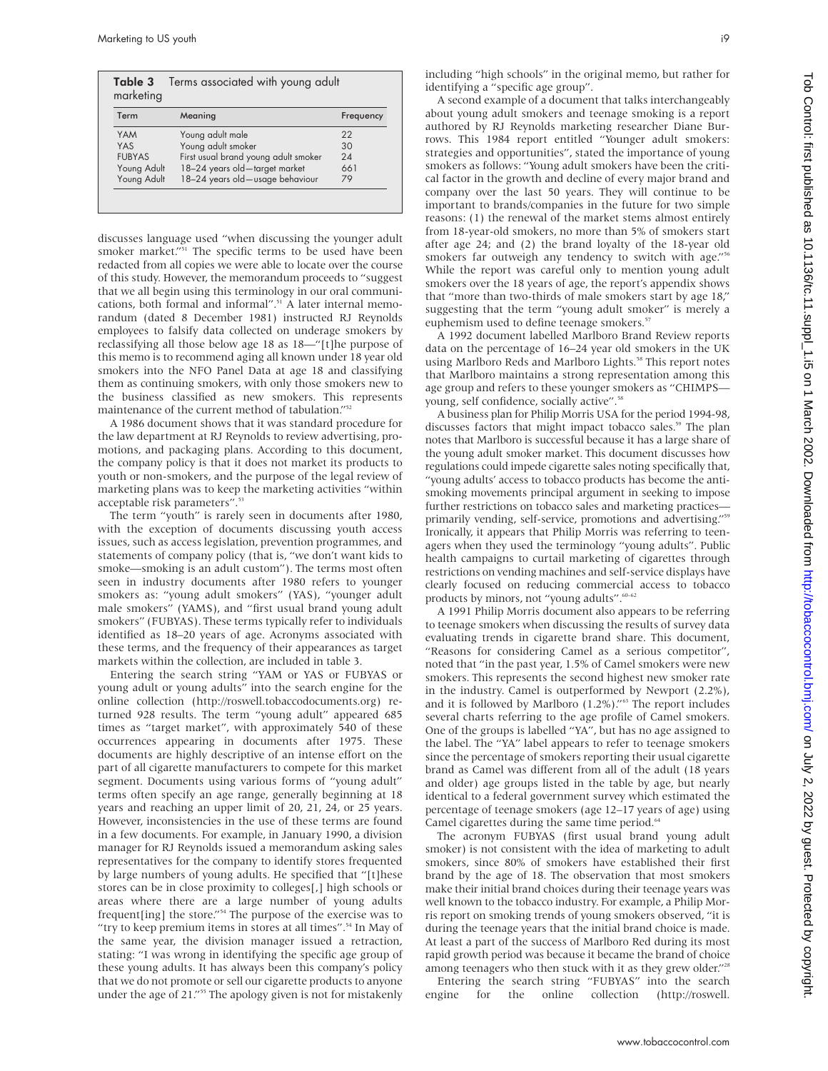**Table 3** Terms associated with young adult marketing

| Term | Meaning | Frequency |
|---|---|---|
| YAM | Young adult male | 22 |
| YAS | Young adult smoker | 30 |
| FUBYAS | First usual brand young adult smoker | 24 |
| Young Adult | 18–24 years old—target market | 661 |
| Young Adult | 18–24 years old—usage behaviour | 79 |

discusses language used "when discussing the younger adult smoker market."[51] The specific terms to be used have been redacted from all copies we were able to locate over the course of this study. However, the memorandum proceeds to "suggest that we all begin using this terminology in our oral communications, both formal and informal".[51] A later internal memorandum (dated 8 December 1981) instructed RJ Reynolds employees to falsify data collected on underage smokers by reclassifying all those below age 18 as 18—"[t]he purpose of this memo is to recommend aging all known under 18 year old smokers into the NFO Panel Data at age 18 and classifying them as continuing smokers, with only those smokers new to the business classified as new smokers. This represents maintenance of the current method of tabulation."[52]

A 1986 document shows that it was standard procedure for the law department at RJ Reynolds to review advertising, promotions, and packaging plans. According to this document, the company policy is that it does not market its products to youth or non-smokers, and the purpose of the legal review of marketing plans was to keep the marketing activities "within acceptable risk parameters".[53]

The term "youth" is rarely seen in documents after 1980, with the exception of documents discussing youth access issues, such as access legislation, prevention programmes, and statements of company policy (that is, "we don't want kids to smoke—smoking is an adult custom"). The terms most often seen in industry documents after 1980 refers to younger smokers as: "young adult smokers" (YAS), "younger adult male smokers" (YAMS), and "first usual brand young adult smokers" (FUBYAS). These terms typically refer to individuals identified as 18–20 years of age. Acronyms associated with these terms, and the frequency of their appearances as target markets within the collection, are included in table 3.

Entering the search string "YAM or YAS or FUBYAS or young adult or young adults" into the search engine for the online collection (http://roswell.tobaccodocuments.org) returned 928 results. The term "young adult" appeared 685 times as "target market", with approximately 540 of these occurrences appearing in documents after 1975. These documents are highly descriptive of an intense effort on the part of all cigarette manufacturers to compete for this market segment. Documents using various forms of "young adult" terms often specify an age range, generally beginning at 18 years and reaching an upper limit of 20, 21, 24, or 25 years. However, inconsistencies in the use of these terms are found in a few documents. For example, in January 1990, a division manager for RJ Reynolds issued a memorandum asking sales representatives for the company to identify stores frequented by large numbers of young adults. He specified that "[t]hese stores can be in close proximity to colleges[,] high schools or areas where there are a large number of young adults frequent[ing] the store."[54] The purpose of the exercise was to "try to keep premium items in stores at all times".[54] In May of the same year, the division manager issued a retraction, stating: "I was wrong in identifying the specific age group of these young adults. It has always been this company's policy that we do not promote or sell our cigarette products to anyone under the age of 21."[55] The apology given is not for mistakenly including "high schools" in the original memo, but rather for identifying a "specific age group".

A second example of a document that talks interchangeably about young adult smokers and teenage smoking is a report authored by RJ Reynolds marketing researcher Diane Burrows. This 1984 report entitled "Younger adult smokers: strategies and opportunities", stated the importance of young smokers as follows: "Young adult smokers have been the critical factor in the growth and decline of every major brand and company over the last 50 years. They will continue to be important to brands/companies in the future for two simple reasons: (1) the renewal of the market stems almost entirely from 18-year-old smokers, no more than 5% of smokers start after age 24; and (2) the brand loyalty of the 18-year old smokers far outweigh any tendency to switch with age."[56] While the report was careful only to mention young adult smokers over the 18 years of age, the report's appendix shows that "more than two-thirds of male smokers start by age 18," suggesting that the term "young adult smoker" is merely a euphemism used to define teenage smokers.[57]

A 1992 document labelled Marlboro Brand Review reports data on the percentage of 16–24 year old smokers in the UK using Marlboro Reds and Marlboro Lights.[58] This report notes that Marlboro maintains a strong representation among this age group and refers to these younger smokers as "CHIMPS—young, self confidence, socially active".[58]

A business plan for Philip Morris USA for the period 1994-98, discusses factors that might impact tobacco sales.[59] The plan notes that Marlboro is successful because it has a large share of the young adult smoker market. This document discusses how regulations could impede cigarette sales noting specifically that, "young adults' access to tobacco products has become the anti-smoking movements principal argument in seeking to impose further restrictions on tobacco sales and marketing practices—primarily vending, self-service, promotions and advertising."[59] Ironically, it appears that Philip Morris was referring to teenagers when they used the terminology "young adults". Public health campaigns to curtail marketing of cigarettes through restrictions on vending machines and self-service displays have clearly focused on reducing commercial access to tobacco products by minors, not "young adults".[60–62]

A 1991 Philip Morris document also appears to be referring to teenage smokers when discussing the results of survey data evaluating trends in cigarette brand share. This document, "Reasons for considering Camel as a serious competitor", noted that "in the past year, 1.5% of Camel smokers were new smokers. This represents the second highest new smoker rate in the industry. Camel is outperformed by Newport (2.2%), and it is followed by Marlboro (1.2%)."[63] The report includes several charts referring to the age profile of Camel smokers. One of the groups is labelled "YA", but has no age assigned to the label. The "YA" label appears to refer to teenage smokers since the percentage of smokers reporting their usual cigarette brand as Camel was different from all of the adult (18 years and older) age groups listed in the table by age, but nearly identical to a federal government survey which estimated the percentage of teenage smokers (age 12–17 years of age) using Camel cigarettes during the same time period.[64]

The acronym FUBYAS (first usual brand young adult smoker) is not consistent with the idea of marketing to adult smokers, since 80% of smokers have established their first brand by the age of 18. The observation that most smokers make their initial brand choices during their teenage years was well known to the tobacco industry. For example, a Philip Morris report on smoking trends of young smokers observed, "it is during the teenage years that the initial brand choice is made. At least a part of the success of Marlboro Red during its most rapid growth period was because it became the brand of choice among teenagers who then stuck with it as they grew older."[28]

Entering the search string "FUBYAS" into the search engine for the online collection (http://roswell.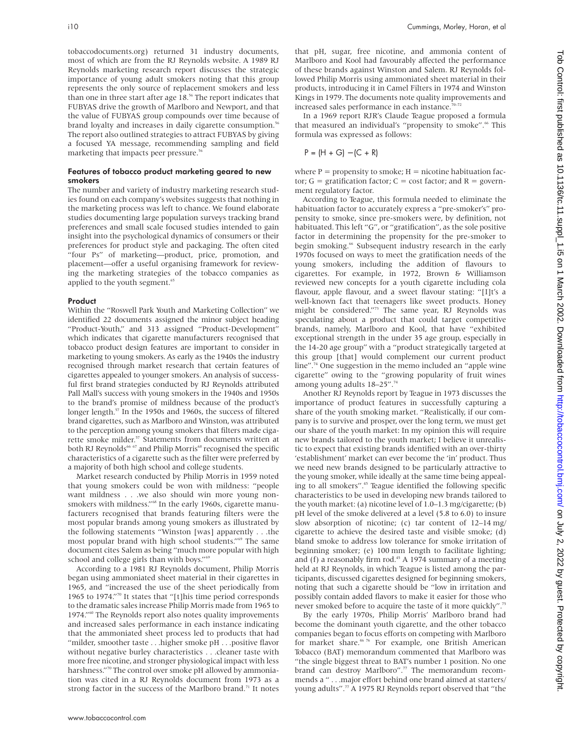tobaccodocuments.org) returned 31 industry documents, most of which are from the RJ Reynolds website. A 1989 RJ Reynolds marketing research report discusses the strategic importance of young adult smokers noting that this group represents the only source of replacement smokers and less than one in three start after age 18.[56] The report indicates that FUBYAS drive the growth of Marlboro and Newport, and that the value of FUBYAS group compounds over time because of brand loyalty and increases in daily cigarette consumption.[56] The report also outlined strategies to attract FUBYAS by giving a focused YA message, recommending sampling and field marketing that impacts peer pressure.[56]

### Features of tobacco product marketing geared to new smokers

The number and variety of industry marketing research studies found on each company's websites suggests that nothing in the marketing process was left to chance. We found elaborate studies documenting large population surveys tracking brand preferences and small scale focused studies intended to gain insight into the psychological dynamics of consumers or their preferences for product style and packaging. The often cited "four Ps" of marketing—product, price, promotion, and placement—offer a useful organising framework for reviewing the marketing strategies of the tobacco companies as applied to the youth segment.[65]

#### Product

Within the "Roswell Park Youth and Marketing Collection" we identified 22 documents assigned the minor subject heading "Product-Youth," and 313 assigned "Product-Development" which indicates that cigarette manufacturers recognised that tobacco product design features are important to consider in marketing to young smokers. As early as the 1940s the industry recognised through market research that certain features of cigarettes appealed to younger smokers. An analysis of successful first brand strategies conducted by RJ Reynolds attributed Pall Mall's success with young smokers in the 1940s and 1950s to the brand's promise of mildness because of the product's longer length.[57] In the 1950s and 1960s, the success of filtered brand cigarettes, such as Marlboro and Winston, was attributed to the perception among young smokers that filters made cigarette smoke milder.[57] Statements from documents written at both RJ Reynolds[66 67] and Philip Morris[68] recognised the specific characteristics of a cigarette such as the filter were preferred by a majority of both high school and college students.

Market research conducted by Philip Morris in 1959 noted that young smokers could be won with mildness: "people want mildness . . .we also should win more young nonsmokers with mildness."[68] In the early 1960s, cigarette manufacturers recognised that brands featuring filters were the most popular brands among young smokers as illustrated by the following statements "Winston [was] apparently . . .the most popular brand with high school students."[69] The same document cites Salem as being "much more popular with high school and college girls than with boys."[69]

According to a 1981 RJ Reynolds document, Philip Morris began using ammoniated sheet material in their cigarettes in 1965, and "increased the use of the sheet periodically from 1965 to 1974."[70] It states that "[t]his time period corresponds to the dramatic sales increase Philip Morris made from 1965 to 1974."[60] The Reynolds report also notes quality improvements and increased sales performance in each instance indicating that the ammoniated sheet process led to products that had "milder, smoother taste . . .higher smoke pH . . .positive flavor without negative burley characteristics . . .cleaner taste with more free nicotine, and stronger physiological impact with less harshness."[70] The control over smoke pH allowed by ammoniation was cited in a RJ Reynolds document from 1973 as a strong factor in the success of the Marlboro brand.[71] It notes that pH, sugar, free nicotine, and ammonia content of Marlboro and Kool had favourably affected the performance of these brands against Winston and Salem. RJ Reynolds followed Philip Morris using ammoniated sheet material in their products, introducing it in Camel Filters in 1974 and Winston Kings in 1979. The documents note quality improvements and increased sales performance in each instance.[70–72]

In a 1969 report RJR's Claude Teague proposed a formula that measured an individual's "propensity to smoke".[66] This formula was expressed as follows:

$$P = (H + G) - (C + R)$$

where P = propensity to smoke; H = nicotine habituation factor; G = gratification factor; C = cost factor; and R = government regulatory factor.

According to Teague, this formula needed to eliminate the habituation factor to accurately express a "pre-smoker's" propensity to smoke, since pre-smokers were, by definition, not habituated. This left "G", or "gratification", as the sole positive factor in determining the propensity for the pre-smoker to begin smoking.[66] Subsequent industry research in the early 1970s focused on ways to meet the gratification needs of the young smokers, including the addition of flavours to cigarettes. For example, in 1972, Brown & Williamson reviewed new concepts for a youth cigarette including cola flavour, apple flavour, and a sweet flavour stating: "[I]t's a well-known fact that teenagers like sweet products. Honey might be considered."[73] The same year, RJ Reynolds was speculating about a product that could target competitive brands, namely, Marlboro and Kool, that have "exhibited exceptional strength in the under 35 age group, especially in the 14-20 age group" with a "product strategically targeted at this group [that] would complement our current product line".[74] One suggestion in the memo included an "apple wine cigarette" owing to the "growing popularity of fruit wines among young adults 18–25".[74]

Another RJ Reynolds report by Teague in 1973 discusses the importance of product features in successfully capturing a share of the youth smoking market. "Realistically, if our company is to survive and prosper, over the long term, we must get our share of the youth market: In my opinion this will require new brands tailored to the youth market; I believe it unrealistic to expect that existing brands identified with an over-thirty 'establishment' market can ever become the 'in' product. Thus we need new brands designed to be particularly attractive to the young smoker, while ideally at the same time being appealing to all smokers".[45] Teague identified the following specific characteristics to be used in developing new brands tailored to the youth market: (a) nicotine level of 1.0–1.3 mg/cigarette; (b) pH level of the smoke delivered at a level (5.8 to 6.0) to insure slow absorption of nicotine; (c) tar content of 12–14 mg/cigarette to achieve the desired taste and visible smoke; (d) bland smoke to address low tolerance for smoke irritation of beginning smoker; (e) 100 mm length to facilitate lighting; and (f) a reasonably firm rod.[45] A 1974 summary of a meeting held at RJ Reynolds, in which Teague is listed among the participants, discussed cigarettes designed for beginning smokers, noting that such a cigarette should be "low in irritation and possibly contain added flavors to make it easier for those who never smoked before to acquire the taste of it more quickly".[75]

By the early 1970s, Philip Morris' Marlboro brand had become the dominant youth cigarette, and the other tobacco companies began to focus efforts on competing with Marlboro for market share.[46 76] For example, one British American Tobacco (BAT) memorandum commented that Marlboro was "the single biggest threat to BAT's number 1 position. No one brand can destroy Marlboro".[77] The memorandum recommends a " . . .major effort behind one brand aimed at starters/young adults".[77] A 1975 RJ Reynolds report observed that "the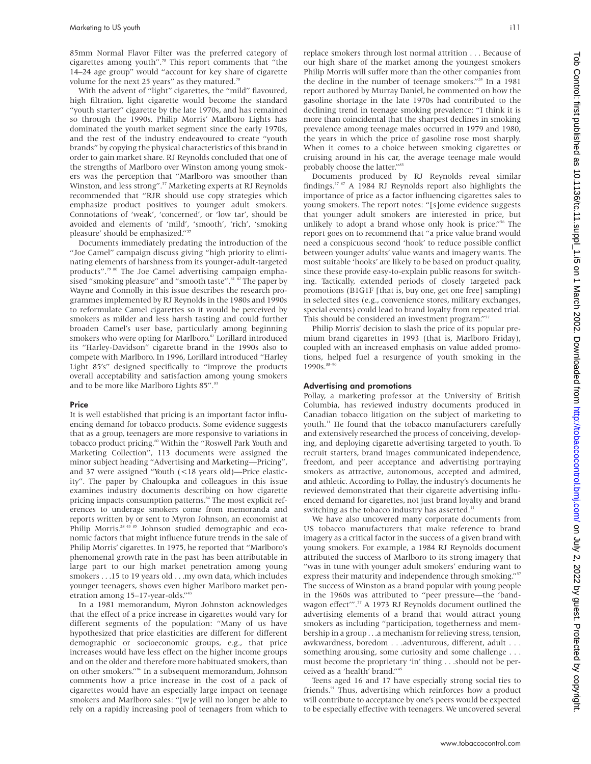85mm Normal Flavor Filter was the preferred category of cigarettes among youth".[78] This report comments that "the 14–24 age group" would "account for key share of cigarette volume for the next 25 years" as they matured.[78]

With the advent of "light" cigarettes, the "mild" flavoured, high filtration, light cigarette would become the standard "youth starter" cigarette by the late 1970s, and has remained so through the 1990s. Philip Morris' Marlboro Lights has dominated the youth market segment since the early 1970s, and the rest of the industry endeavoured to create "youth brands" by copying the physical characteristics of this brand in order to gain market share. RJ Reynolds concluded that one of the strengths of Marlboro over Winston among young smokers was the perception that "Marlboro was smoother than Winston, and less strong".[57] Marketing experts at RJ Reynolds recommended that "RJR should use copy strategies which emphasize product positives to younger adult smokers. Connotations of 'weak', 'concerned', or 'low tar', should be avoided and elements of 'mild', 'smooth', 'rich', 'smoking pleasure' should be emphasized."[57]

Documents immediately predating the introduction of the "Joe Camel" campaign discuss giving "high priority to eliminating elements of harshness from its younger-adult-targeted products".[79,80] The Joe Camel advertising campaign emphasised "smoking pleasure" and "smooth taste".[81,82] The paper by Wayne and Connolly in this issue describes the research programmes implemented by RJ Reynolds in the 1980s and 1990s to reformulate Camel cigarettes so it would be perceived by smokers as milder and less harsh tasting and could further broaden Camel's user base, particularly among beginning smokers who were opting for Marlboro.[82] Lorillard introduced its "Harley-Davidson" cigarette brand in the 1990s also to compete with Marlboro. In 1996, Lorillard introduced "Harley Light 85's" designed specifically to "improve the products overall acceptability and satisfaction among young smokers and to be more like Marlboro Lights 85".[83]

### Price

It is well established that pricing is an important factor influencing demand for tobacco products. Some evidence suggests that as a group, teenagers are more responsive to variations in tobacco product pricing.[60] Within the "Roswell Park Youth and Marketing Collection", 113 documents were assigned the minor subject heading "Advertising and Marketing—Pricing", and 37 were assigned "Youth (<18 years old)—Price elasticity". The paper by Chaloupka and colleagues in this issue examines industry documents describing on how cigarette pricing impacts consumption patterns.[84] The most explicit references to underage smokers come from memoranda and reports written by or sent to Myron Johnson, an economist at Philip Morris.[28,43,85] Johnson studied demographic and economic factors that might influence future trends in the sale of Philip Morris' cigarettes. In 1975, he reported that "Marlboro's phenomenal growth rate in the past has been attributable in large part to our high market penetration among young smokers . . .15 to 19 years old . . .my own data, which includes younger teenagers, shows even higher Marlboro market penetration among 15–17-year-olds."[43]

In a 1981 memorandum, Myron Johnston acknowledges that the effect of a price increase in cigarettes would vary for different segments of the population: "Many of us have hypothesized that price elasticities are different for different demographic or socioeconomic groups, e.g., that price increases would have less effect on the higher income groups and on the older and therefore more habituated smokers, than on other smokers."[86] In a subsequent memorandum, Johnson comments how a price increase in the cost of a pack of cigarettes would have an especially large impact on teenage smokers and Marlboro sales: "[w]e will no longer be able to rely on a rapidly increasing pool of teenagers from which to replace smokers through lost normal attrition . . . Because of our high share of the market among the youngest smokers Philip Morris will suffer more than the other companies from the decline in the number of teenage smokers."[28] In a 1981 report authored by Murray Daniel, he commented on how the gasoline shortage in the late 1970s had contributed to the declining trend in teenage smoking prevalence: "I think it is more than coincidental that the sharpest declines in smoking prevalence among teenage males occurred in 1979 and 1980, the years in which the price of gasoline rose most sharply. When it comes to a choice between smoking cigarettes or cruising around in his car, the average teenage male would probably choose the latter."[85]

Documents produced by RJ Reynolds reveal similar findings.[57,87] A 1984 RJ Reynolds report also highlights the importance of price as a factor influencing cigarettes sales to young smokers. The report notes: "[s]ome evidence suggests that younger adult smokers are interested in price, but unlikely to adopt a brand whose only hook is price."[56] The report goes on to recommend that "a price value brand would need a conspicuous second 'hook' to reduce possible conflict between younger adults' value wants and imagery wants. The most suitable 'hooks' are likely to be based on product quality, since these provide easy-to-explain public reasons for switching. Tactically, extended periods of closely targeted pack promotions (B1G1F [that is, buy one, get one free] sampling) in selected sites (e.g., convenience stores, military exchanges, special events) could lead to brand loyalty from repeated trial. This should be considered an investment program."[57]

Philip Morris' decision to slash the price of its popular premium brand cigarettes in 1993 (that is, Marlboro Friday), coupled with an increased emphasis on value added promotions, helped fuel a resurgence of youth smoking in the 1990s.[88–90]

### Advertising and promotions

Pollay, a marketing professor at the University of British Columbia, has reviewed industry documents produced in Canadian tobacco litigation on the subject of marketing to youth.[11] He found that the tobacco manufacturers carefully and extensively researched the process of conceiving, developing, and deploying cigarette advertising targeted to youth. To recruit starters, brand images communicated independence, freedom, and peer acceptance and advertising portraying smokers as attractive, autonomous, accepted and admired, and athletic. According to Pollay, the industry's documents he reviewed demonstrated that their cigarette advertising influenced demand for cigarettes, not just brand loyalty and brand switching as the tobacco industry has asserted.[11]

We have also uncovered many corporate documents from US tobacco manufacturers that make reference to brand imagery as a critical factor in the success of a given brand with young smokers. For example, a 1984 RJ Reynolds document attributed the success of Marlboro to its strong imagery that "was in tune with younger adult smokers' enduring want to express their maturity and independence through smoking."[57] The success of Winston as a brand popular with young people in the 1960s was attributed to "peer pressure—the 'bandwagon effect'".[57] A 1973 RJ Reynolds document outlined the advertising elements of a brand that would attract young smokers as including "participation, togetherness and membership in a group . . .a mechanism for relieving stress, tension, awkwardness, boredom . . .adventurous, different, adult . . . something arousing, some curiosity and some challenge . . . must become the proprietary 'in' thing . . .should not be perceived as a 'health' brand."[45]

Teens aged 16 and 17 have especially strong social ties to friends.[91] Thus, advertising which reinforces how a product will contribute to acceptance by one's peers would be expected to be especially effective with teenagers. We uncovered several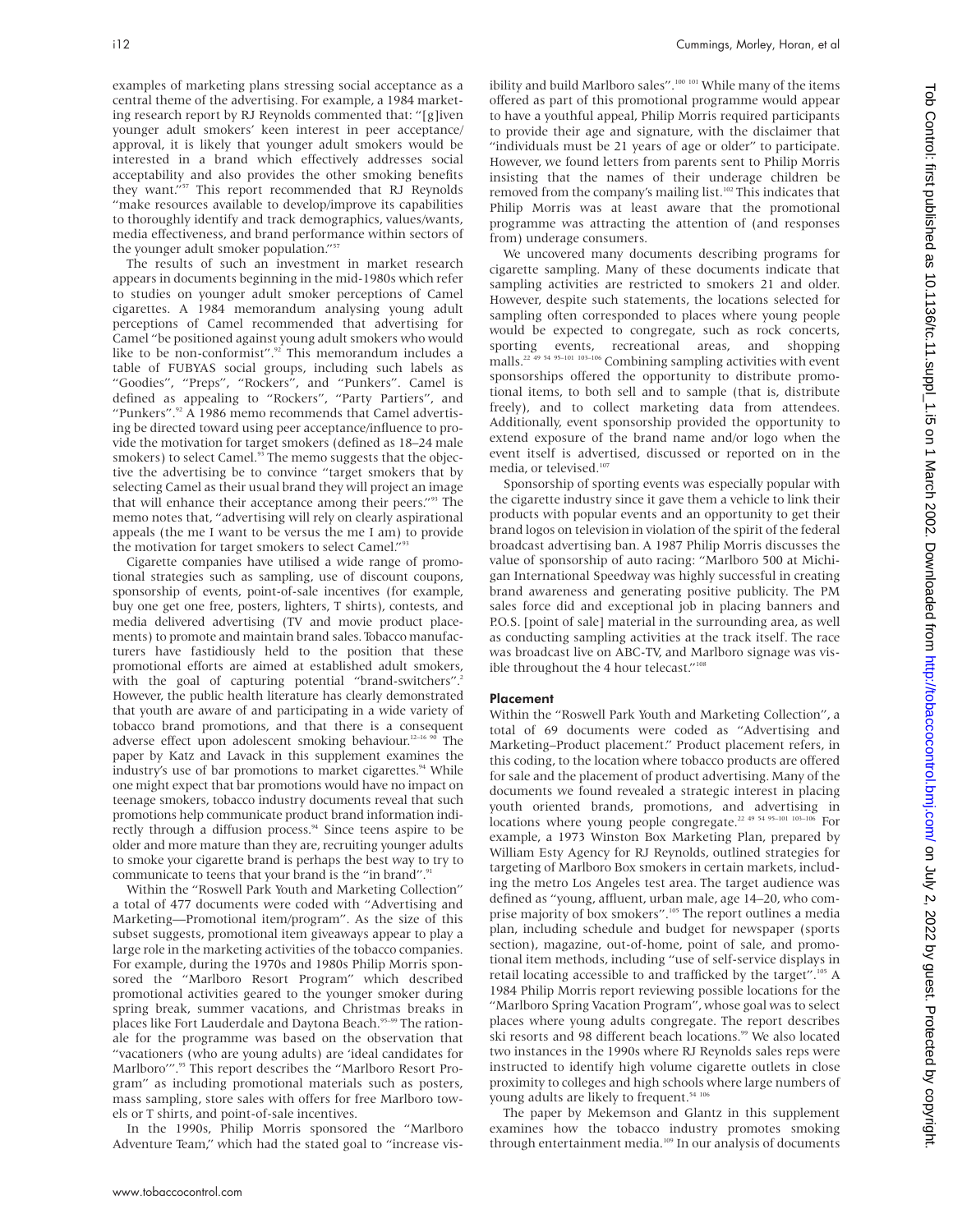examples of marketing plans stressing social acceptance as a central theme of the advertising. For example, a 1984 marketing research report by RJ Reynolds commented that: "[g]iven younger adult smokers' keen interest in peer acceptance/approval, it is likely that younger adult smokers would be interested in a brand which effectively addresses social acceptability and also provides the other smoking benefits they want."[57] This report recommended that RJ Reynolds "make resources available to develop/improve its capabilities to thoroughly identify and track demographics, values/wants, media effectiveness, and brand performance within sectors of the younger adult smoker population."[57]

The results of such an investment in market research appears in documents beginning in the mid-1980s which refer to studies on younger adult smoker perceptions of Camel cigarettes. A 1984 memorandum analysing young adult perceptions of Camel recommended that advertising for Camel "be positioned against young adult smokers who would like to be non-conformist".[92] This memorandum includes a table of FUBYAS social groups, including such labels as "Goodies", "Preps", "Rockers", and "Punkers". Camel is defined as appealing to "Rockers", "Party Partiers", and "Punkers".[92] A 1986 memo recommends that Camel advertising be directed toward using peer acceptance/influence to provide the motivation for target smokers (defined as 18–24 male smokers) to select Camel.[93] The memo suggests that the objective the advertising be to convince "target smokers that by selecting Camel as their usual brand they will project an image that will enhance their acceptance among their peers."[93] The memo notes that, "advertising will rely on clearly aspirational appeals (the me I want to be versus the me I am) to provide the motivation for target smokers to select Camel."[93]

Cigarette companies have utilised a wide range of promotional strategies such as sampling, use of discount coupons, sponsorship of events, point-of-sale incentives (for example, buy one get one free, posters, lighters, T shirts), contests, and media delivered advertising (TV and movie product placements) to promote and maintain brand sales. Tobacco manufacturers have fastidiously held to the position that these promotional efforts are aimed at established adult smokers, with the goal of capturing potential "brand-switchers".[2] However, the public health literature has clearly demonstrated that youth are aware of and participating in a wide variety of tobacco brand promotions, and that there is a consequent adverse effect upon adolescent smoking behaviour.[12–16 90] The paper by Katz and Lavack in this supplement examines the industry's use of bar promotions to market cigarettes.[94] While one might expect that bar promotions would have no impact on teenage smokers, tobacco industry documents reveal that such promotions help communicate product brand information indirectly through a diffusion process.[94] Since teens aspire to be older and more mature than they are, recruiting younger adults to smoke your cigarette brand is perhaps the best way to try to communicate to teens that your brand is the "in brand".[91]

Within the "Roswell Park Youth and Marketing Collection" a total of 477 documents were coded with "Advertising and Marketing—Promotional item/program". As the size of this subset suggests, promotional item giveaways appear to play a large role in the marketing activities of the tobacco companies. For example, during the 1970s and 1980s Philip Morris sponsored the "Marlboro Resort Program" which described promotional activities geared to the younger smoker during spring break, summer vacations, and Christmas breaks in places like Fort Lauderdale and Daytona Beach.[95–99] The rationale for the programme was based on the observation that "vacationers (who are young adults) are 'ideal candidates for Marlboro'".[95] This report describes the "Marlboro Resort Program" as including promotional materials such as posters, mass sampling, store sales with offers for free Marlboro towels or T shirts, and point-of-sale incentives.

In the 1990s, Philip Morris sponsored the "Marlboro Adventure Team," which had the stated goal to "increase visibility and build Marlboro sales".[100 101] While many of the items offered as part of this promotional programme would appear to have a youthful appeal, Philip Morris required participants to provide their age and signature, with the disclaimer that "individuals must be 21 years of age or older" to participate. However, we found letters from parents sent to Philip Morris insisting that the names of their underage children be removed from the company's mailing list.[102] This indicates that Philip Morris was at least aware that the promotional programme was attracting the attention of (and responses from) underage consumers.

We uncovered many documents describing programs for cigarette sampling. Many of these documents indicate that sampling activities are restricted to smokers 21 and older. However, despite such statements, the locations selected for sampling often corresponded to places where young people would be expected to congregate, such as rock concerts, sporting events, recreational areas, and shopping malls.[22 49 54 95–101 103–106] Combining sampling activities with event sponsorships offered the opportunity to distribute promotional items, to both sell and to sample (that is, distribute freely), and to collect marketing data from attendees. Additionally, event sponsorship provided the opportunity to extend exposure of the brand name and/or logo when the event itself is advertised, discussed or reported on in the media, or televised.[107]

Sponsorship of sporting events was especially popular with the cigarette industry since it gave them a vehicle to link their products with popular events and an opportunity to get their brand logos on television in violation of the spirit of the federal broadcast advertising ban. A 1987 Philip Morris discusses the value of sponsorship of auto racing: "Marlboro 500 at Michigan International Speedway was highly successful in creating brand awareness and generating positive publicity. The PM sales force did and exceptional job in placing banners and P.O.S. [point of sale] material in the surrounding area, as well as conducting sampling activities at the track itself. The race was broadcast live on ABC-TV, and Marlboro signage was visible throughout the 4 hour telecast."[108]

#### Placement

Within the "Roswell Park Youth and Marketing Collection", a total of 69 documents were coded as "Advertising and Marketing–Product placement." Product placement refers, in this coding, to the location where tobacco products are offered for sale and the placement of product advertising. Many of the documents we found revealed a strategic interest in placing youth oriented brands, promotions, and advertising in locations where young people congregate.[22 49 54 95–101 103–106] For example, a 1973 Winston Box Marketing Plan, prepared by William Esty Agency for RJ Reynolds, outlined strategies for targeting of Marlboro Box smokers in certain markets, including the metro Los Angeles test area. The target audience was defined as "young, affluent, urban male, age 14–20, who comprise majority of box smokers".[105] The report outlines a media plan, including schedule and budget for newspaper (sports section), magazine, out-of-home, point of sale, and promotional item methods, including "use of self-service displays in retail locating accessible to and trafficked by the target".[105] A 1984 Philip Morris report reviewing possible locations for the "Marlboro Spring Vacation Program", whose goal was to select places where young adults congregate. The report describes ski resorts and 98 different beach locations.[99] We also located two instances in the 1990s where RJ Reynolds sales reps were instructed to identify high volume cigarette outlets in close proximity to colleges and high schools where large numbers of young adults are likely to frequent.[54 106]

The paper by Mekemson and Glantz in this supplement examines how the tobacco industry promotes smoking through entertainment media.[109] In our analysis of documents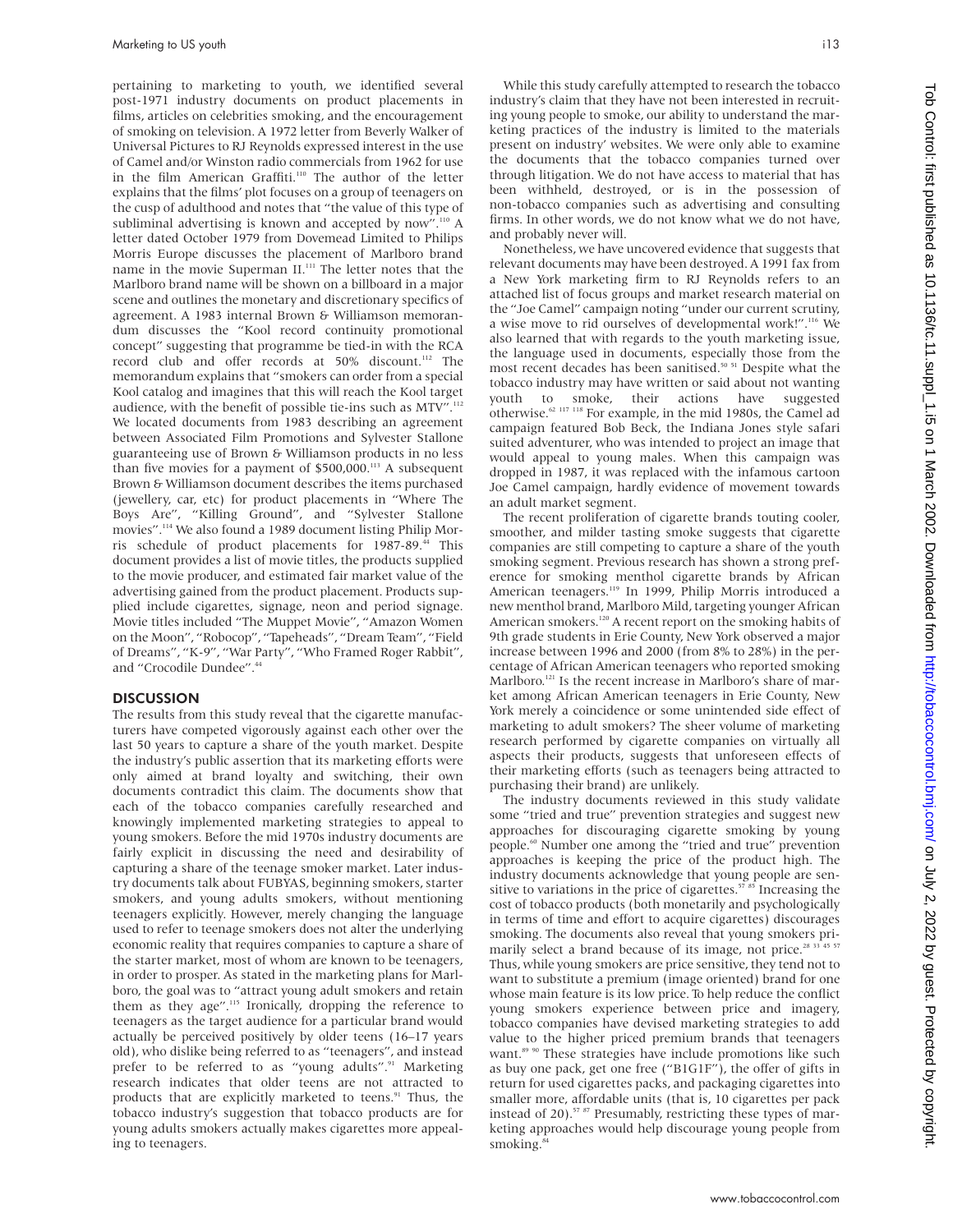pertaining to marketing to youth, we identified several post-1971 industry documents on product placements in films, articles on celebrities smoking, and the encouragement of smoking on television. A 1972 letter from Beverly Walker of Universal Pictures to RJ Reynolds expressed interest in the use of Camel and/or Winston radio commercials from 1962 for use in the film American Graffiti.[110] The author of the letter explains that the films' plot focuses on a group of teenagers on the cusp of adulthood and notes that "the value of this type of subliminal advertising is known and accepted by now".[110] A letter dated October 1979 from Dovemead Limited to Philips Morris Europe discusses the placement of Marlboro brand name in the movie Superman II.[111] The letter notes that the Marlboro brand name will be shown on a billboard in a major scene and outlines the monetary and discretionary specifics of agreement. A 1983 internal Brown & Williamson memorandum discusses the "Kool record continuity promotional concept" suggesting that programme be tied-in with the RCA record club and offer records at 50% discount.[112] The memorandum explains that "smokers can order from a special Kool catalog and imagines that this will reach the Kool target audience, with the benefit of possible tie-ins such as MTV".[112] We located documents from 1983 describing an agreement between Associated Film Promotions and Sylvester Stallone guaranteeing use of Brown & Williamson products in no less than five movies for a payment of $500,000.[113] A subsequent Brown & Williamson document describes the items purchased (jewellery, car, etc) for product placements in "Where The Boys Are", "Killing Ground", and "Sylvester Stallone movies".[114] We also found a 1989 document listing Philip Morris schedule of product placements for 1987-89.[44] This document provides a list of movie titles, the products supplied to the movie producer, and estimated fair market value of the advertising gained from the product placement. Products supplied include cigarettes, signage, neon and period signage. Movie titles included "The Muppet Movie", "Amazon Women on the Moon", "Robocop", "Tapeheads", "Dream Team", "Field of Dreams", "K-9", "War Party", "Who Framed Roger Rabbit", and "Crocodile Dundee".[44]

## DISCUSSION

The results from this study reveal that the cigarette manufacturers have competed vigorously against each other over the last 50 years to capture a share of the youth market. Despite the industry's public assertion that its marketing efforts were only aimed at brand loyalty and switching, their own documents contradict this claim. The documents show that each of the tobacco companies carefully researched and knowingly implemented marketing strategies to appeal to young smokers. Before the mid 1970s industry documents are fairly explicit in discussing the need and desirability of capturing a share of the teenage smoker market. Later industry documents talk about FUBYAS, beginning smokers, starter smokers, and young adults smokers, without mentioning teenagers explicitly. However, merely changing the language used to refer to teenage smokers does not alter the underlying economic reality that requires companies to capture a share of the starter market, most of whom are known to be teenagers, in order to prosper. As stated in the marketing plans for Marlboro, the goal was to "attract young adult smokers and retain them as they age".[115] Ironically, dropping the reference to teenagers as the target audience for a particular brand would actually be perceived positively by older teens (16–17 years old), who dislike being referred to as "teenagers", and instead prefer to be referred to as "young adults".[91] Marketing research indicates that older teens are not attracted to products that are explicitly marketed to teens.[91] Thus, the tobacco industry's suggestion that tobacco products are for young adults smokers actually makes cigarettes more appealing to teenagers.

While this study carefully attempted to research the tobacco industry's claim that they have not been interested in recruiting young people to smoke, our ability to understand the marketing practices of the industry is limited to the materials present on industry' websites. We were only able to examine the documents that the tobacco companies turned over through litigation. We do not have access to material that has been withheld, destroyed, or is in the possession of non-tobacco companies such as advertising and consulting firms. In other words, we do not know what we do not have, and probably never will.

Nonetheless, we have uncovered evidence that suggests that relevant documents may have been destroyed. A 1991 fax from a New York marketing firm to RJ Reynolds refers to an attached list of focus groups and market research material on the "Joe Camel" campaign noting "under our current scrutiny, a wise move to rid ourselves of developmental work!".[116] We also learned that with regards to the youth marketing issue, the language used in documents, especially those from the most recent decades has been sanitised.[50 51] Despite what the tobacco industry may have written or said about not wanting youth to smoke, their actions have suggested otherwise.[62 117 118] For example, in the mid 1980s, the Camel ad campaign featured Bob Beck, the Indiana Jones style safari suited adventurer, who was intended to project an image that would appeal to young males. When this campaign was dropped in 1987, it was replaced with the infamous cartoon Joe Camel campaign, hardly evidence of movement towards an adult market segment.

The recent proliferation of cigarette brands touting cooler, smoother, and milder tasting smoke suggests that cigarette companies are still competing to capture a share of the youth smoking segment. Previous research has shown a strong preference for smoking menthol cigarette brands by African American teenagers.[119] In 1999, Philip Morris introduced a new menthol brand, Marlboro Mild, targeting younger African American smokers.[120] A recent report on the smoking habits of 9th grade students in Erie County, New York observed a major increase between 1996 and 2000 (from 8% to 28%) in the percentage of African American teenagers who reported smoking Marlboro.[121] Is the recent increase in Marlboro's share of market among African American teenagers in Erie County, New York merely a coincidence or some unintended side effect of marketing to adult smokers? The sheer volume of marketing research performed by cigarette companies on virtually all aspects their products, suggests that unforeseen effects of their marketing efforts (such as teenagers being attracted to purchasing their brand) are unlikely.

The industry documents reviewed in this study validate some "tried and true" prevention strategies and suggest new approaches for discouraging cigarette smoking by young people.[60] Number one among the "tried and true" prevention approaches is keeping the price of the product high. The industry documents acknowledge that young people are sensitive to variations in the price of cigarettes.[57 85] Increasing the cost of tobacco products (both monetarily and psychologically in terms of time and effort to acquire cigarettes) discourages smoking. The documents also reveal that young smokers primarily select a brand because of its image, not price.[28 33 45 57] Thus, while young smokers are price sensitive, they tend not to want to substitute a premium (image oriented) brand for one whose main feature is its low price. To help reduce the conflict young smokers experience between price and imagery, tobacco companies have devised marketing strategies to add value to the higher priced premium brands that teenagers want.[89 90] These strategies have include promotions like such as buy one pack, get one free ("B1G1F"), the offer of gifts in return for used cigarettes packs, and packaging cigarettes into smaller more, affordable units (that is, 10 cigarettes per pack instead of 20).[57 87] Presumably, restricting these types of marketing approaches would help discourage young people from smoking.[84]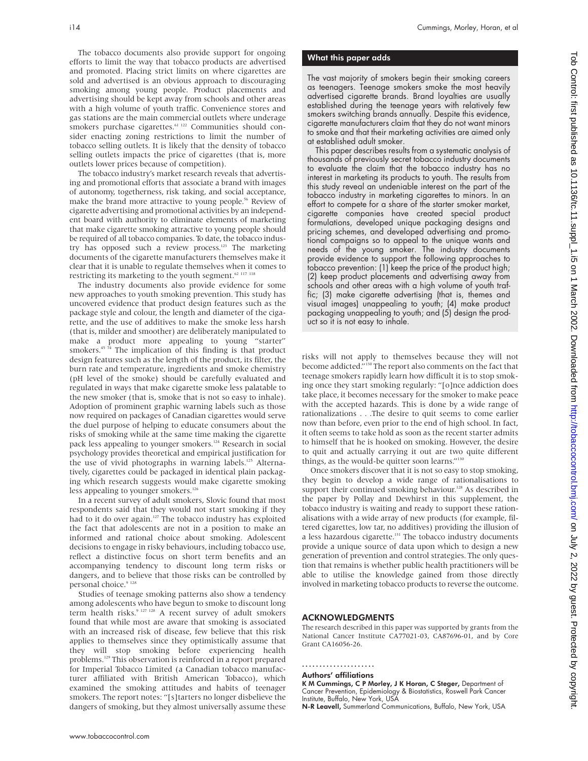The tobacco documents also provide support for ongoing efforts to limit the way that tobacco products are advertised and promoted. Placing strict limits on where cigarettes are sold and advertised is an obvious approach to discouraging smoking among young people. Product placements and advertising should be kept away from schools and other areas with a high volume of youth traffic. Convenience stores and gas stations are the main commercial outlets where underage smokers purchase cigarettes.[61 122] Communities should consider enacting zoning restrictions to limit the number of tobacco selling outlets. It is likely that the density of tobacco selling outlets impacts the price of cigarettes (that is, more outlets lower prices because of competition).

The tobacco industry's market research reveals that advertising and promotional efforts that associate a brand with images of autonomy, togetherness, risk taking, and social acceptance, make the brand more attractive to young people.[56] Review of cigarette advertising and promotional activities by an independent board with authority to eliminate elements of marketing that make cigarette smoking attractive to young people should be required of all tobacco companies. To date, the tobacco industry has opposed such a review process.[123] The marketing documents of the cigarette manufacturers themselves make it clear that it is unable to regulate themselves when it comes to restricting its marketing to the youth segment.[62 117 118]

The industry documents also provide evidence for some new approaches to youth smoking prevention. This study has uncovered evidence that product design features such as the package style and colour, the length and diameter of the cigarette, and the use of additives to make the smoke less harsh (that is, milder and smoother) are deliberately manipulated to make a product more appealing to young "starter" smokers.[45 74] The implication of this finding is that product design features such as the length of the product, its filter, the burn rate and temperature, ingredients and smoke chemistry (pH level of the smoke) should be carefully evaluated and regulated in ways that make cigarette smoke less palatable to the new smoker (that is, smoke that is not so easy to inhale). Adoption of prominent graphic warning labels such as those now required on packages of Canadian cigarettes would serve the duel purpose of helping to educate consumers about the risks of smoking while at the same time making the cigarette pack less appealing to younger smokers.[124] Research in social psychology provides theoretical and empirical justification for the use of vivid photographs in warning labels.[125] Alternatively, cigarettes could be packaged in identical plain packaging which research suggests would make cigarette smoking less appealing to younger smokers.[126]

In a recent survey of adult smokers, Slovic found that most respondents said that they would not start smoking if they had to it do over again.[127] The tobacco industry has exploited the fact that adolescents are not in a position to make an informed and rational choice about smoking. Adolescent decisions to engage in risky behaviours, including tobacco use, reflect a distinctive focus on short term benefits and an accompanying tendency to discount long term risks or dangers, and to believe that those risks can be controlled by personal choice.[9 128]

Studies of teenage smoking patterns also show a tendency among adolescents who have begun to smoke to discount long term health risks.[9 127 128] A recent survey of adult smokers found that while most are aware that smoking is associated with an increased risk of disease, few believe that this risk applies to themselves since they optimistically assume that they will stop smoking before experiencing health problems.[129] This observation is reinforced in a report prepared for Imperial Tobacco Limited (a Canadian tobacco manufacturer affiliated with British American Tobacco), which examined the smoking attitudes and habits of teenager smokers. The report notes: "[s]tarters no longer disbelieve the dangers of smoking, but they almost universally assume these risks will not apply to themselves because they will not become addicted."[130] The report also comments on the fact that teenage smokers rapidly learn how difficult it is to stop smoking once they start smoking regularly: "[o]nce addiction does take place, it becomes necessary for the smoker to make peace with the accepted hazards. This is done by a wide range of rationalizations . . .The desire to quit seems to come earlier now than before, even prior to the end of high school. In fact, it often seems to take hold as soon as the recent starter admits to himself that he is hooked on smoking. However, the desire to quit and actually carrying it out are two quite different things, as the would-be quitter soon learns."[130]

Once smokers discover that it is not so easy to stop smoking, they begin to develop a wide range of rationalisations to support their continued smoking behaviour.[128] As described in the paper by Pollay and Dewhirst in this supplement, the tobacco industry is waiting and ready to support these rationalisations with a wide array of new products (for example, filtered cigarettes, low tar, no additives) providing the illusion of a less hazardous cigarette.[131] The tobacco industry documents provide a unique source of data upon which to design a new generation of prevention and control strategies. The only question that remains is whether public health practitioners will be able to utilise the knowledge gained from those directly involved in marketing tobacco products to reverse the outcome.

## What this paper adds

The vast majority of smokers begin their smoking careers as teenagers. Teenage smokers smoke the most heavily advertised cigarette brands. Brand loyalties are usually established during the teenage years with relatively few smokers switching brands annually. Despite this evidence, cigarette manufacturers claim that they do not want minors to smoke and that their marketing activities are aimed only at established adult smoker.

This paper describes results from a systematic analysis of thousands of previously secret tobacco industry documents to evaluate the claim that the tobacco industry has no interest in marketing its products to youth. The results from this study reveal an undeniable interest on the part of the tobacco industry in marketing cigarettes to minors. In an effort to compete for a share of the starter smoker market, cigarette companies have created special product formulations, developed unique packaging designs and pricing schemes, and developed advertising and promotional campaigns so to appeal to the unique wants and needs of the young smoker. The industry documents provide evidence to support the following approaches to tobacco prevention: (1) keep the price of the product high; (2) keep product placements and advertising away from schools and other areas with a high volume of youth traffic; (3) make cigarette advertising (that is, themes and visual images) unappealing to youth; (4) make product packaging unappealing to youth; and (5) design the product so it is not easy to inhale.

## ACKNOWLEDGMENTS

The research described in this paper was supported by grants from the National Cancer Institute CA77021-03, CA87696-01, and by Core Grant CA16056-26.

### Authors' affiliations

**K M Cummings, C P Morley, J K Horan, C Steger,** Department of Cancer Prevention, Epidemiology & Biostatistics, Roswell Park Cancer Institute, Buffalo, New York, USA

**N-R Leavell,** Summerland Communications, Buffalo, New York, USA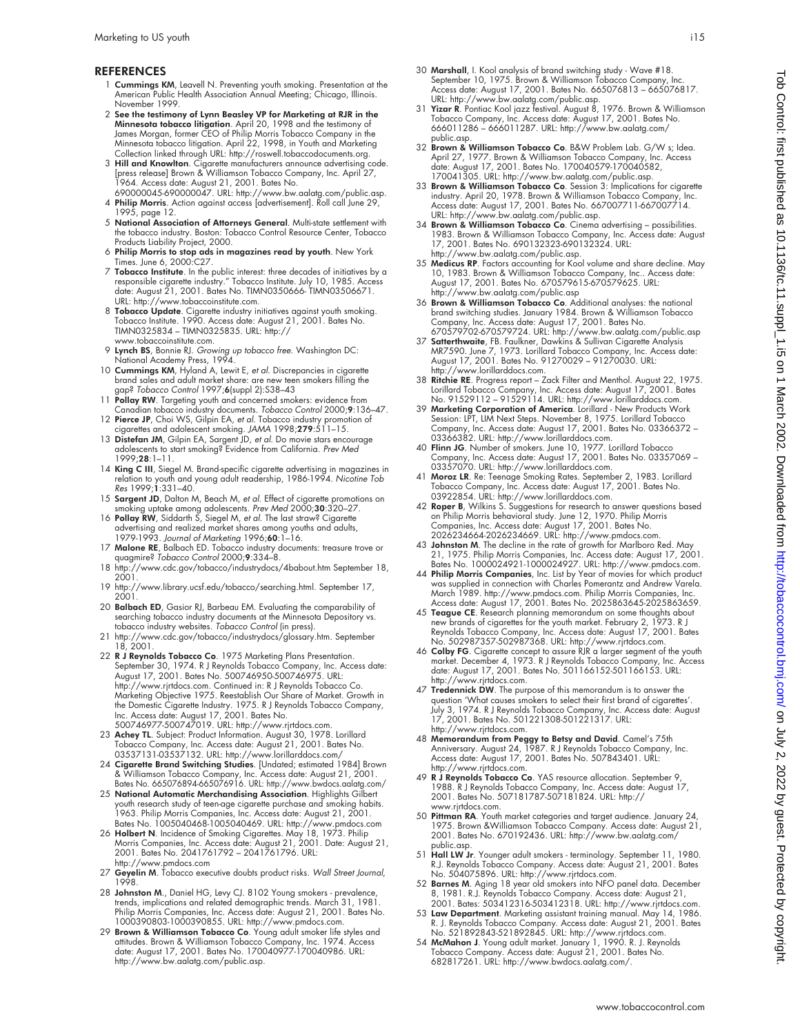## REFERENCES

1. **Cummings KM**, Leavell N. Preventing youth smoking. Presentation at the American Public Health Association Annual Meeting; Chicago, Illinois. November 1999.
2. **See the testimony of Lynn Beasley VP for Marketing at RJR in the Minnesota tobacco litigation**. April 20, 1998 and the testimony of James Morgan, former CEO of Philip Morris Tobacco Company in the Minnesota tobacco litigation. April 22, 1998, in Youth and Marketing Collection linked through URL: http://roswell.tobaccodocuments.org.
3. **Hill and Knowlton**. Cigarette manufacturers announce advertising code. [press release] Brown & Williamson Tobacco Company, Inc. April 27, 1964. Access date: August 21, 2001. Bates No. 690000045-690000047. URL: http://www.bw.aalatg.com/public.asp.
4. **Philip Morris**. Action against access [advertisement]. Roll call June 29, 1995, page 12.
5. **National Association of Attorneys General**. Multi-state settlement with the tobacco industry. Boston: Tobacco Control Resource Center, Tobacco Products Liability Project, 2000.
6. **Philip Morris to stop ads in magazines read by youth**. New York Times. June 6, 2000:C27.
7. **Tobacco Institute**. In the public interest: three decades of initiatives by a responsible cigarette industry." Tobacco Institute. July 10, 1985. Access date: August 21, 2001. Bates No. TIMN0350666- TIMN03506671. URL: http://www.tobaccoinstitute.com.
8. **Tobacco Update**. Cigarette industry initiatives against youth smoking. Tobacco Institute. 1990. Access date: August 21, 2001. Bates No. TIMN0325834 – TIMN0325835. URL: http:// www.tobaccoinstitute.com.
9. **Lynch BS**, Bonnie RJ. *Growing up tobacco free*. Washington DC: National Academy Press, 1994.
10. **Cummings KM**, Hyland A, Lewit E, *et al*. Discrepancies in cigarette brand sales and adult market share: are new teen smokers filling the gap? *Tobacco Control* 1997;**6**(suppl 2):S38–43
11. **Pollay RW**. Targeting youth and concerned smokers: evidence from Canadian tobacco industry documents. *Tobacco Control* 2000;**9**:136–47.
12. **Pierce JP**, Choi WS, Gilpin EA, *et al*. Tobacco industry promotion of cigarettes and adolescent smoking. *JAMA* 1998;**279**:511–15.
13. **Distefan JM**, Gilpin EA, Sargent JD, *et al*. Do movie stars encourage adolescents to start smoking? Evidence from California. *Prev Med* 1999;**28**:1–11.
14. **King C III**, Siegel M. Brand-specific cigarette advertising in magazines in relation to youth and young adult readership, 1986-1994. *Nicotine Tob Res* 1999;**1**:331–40.
15. **Sargent JD**, Dalton M, Beach M, *et al*. Effect of cigarette promotions on smoking uptake among adolescents. *Prev Med* 2000;**30**:320–27.
16. **Pollay RW**, Siddarth S, Siegel M, *et al*. The last straw? Cigarette advertising and realized market shares among youths and adults, 1979-1993. *Journal of Marketing* 1996;**60**:1–16.
17. **Malone RE**, Balbach ED. Tobacco industry documents: treasure trove or quagmire? *Tobacco Control* 2000;**9**:334–8.
18. http://www.cdc.gov/tobacco/industrydocs/4about.htm September 18, 2001.
19. http://www.library.ucsf.edu/tobacco/searching.html. September 17, 2001.
20. **Balbach ED**, Gasior RJ, Barbeau EM. Evaluating the comparability of searching tobacco industry documents at the Minnesota Depository vs. tobacco industry websites. *Tobacco Control* (in press).
21. http://www.cdc.gov/tobacco/industrydocs/glossary.htm. September 18, 2001.
22. **R J Reynolds Tobacco Co**. 1975 Marketing Plans Presentation. September 30, 1974. R J Reynolds Tobacco Company, Inc. Access date: August 17, 2001. Bates No. 500746950-500746975. URL: http://www.rjrtdocs.com. Continued in: R J Reynolds Tobacco Co. Marketing Objective 1975. Reestablish Our Share of Market. Growth in the Domestic Cigarette Industry. 1975. R J Reynolds Tobacco Company, Inc. Access date: August 17, 2001. Bates No. 500746977-500747019. URL: http://www.rjrtdocs.com.
23. **Achey TL**. Subject: Product Information. August 30, 1978. Lorillard Tobacco Company, Inc. Access date: August 21, 2001. Bates No. 03537131-03537132. URL: http://www.lorillarddocs.com/
24. **Cigarette Brand Switching Studies**. [Undated; estimated 1984] Brown & Williamson Tobacco Company, Inc. Access date: August 21, 2001. Bates No. 665076894-665076916. URL: http://www.bwdocs.aalatg.com/
25. **National Automatic Merchandising Association**. Highlights Gilbert youth research study of teen-age cigarette purchase and smoking habits. 1963. Philip Morris Companies, Inc. Access date: August 21, 2001. Bates No. 1005040468-1005040469. URL: http://www.pmdocs.com
26. **Holbert N**. Incidence of Smoking Cigarettes. May 18, 1973. Philip Morris Companies, Inc. Access date: August 21, 2001. Date: August 21, 2001. Bates No. 2041761792 – 2041761796. URL: http://www.pmdocs.com
27. **Geyelin M**. Tobacco executive doubts product risks. *Wall Street Journal*, 1998.
28. **Johnston M**., Daniel HG, Levy CJ. 8102 Young smokers - prevalence, trends, implications and related demographic trends. March 31, 1981. Philip Morris Companies, Inc. Access date: August 21, 2001. Bates No. 1000390803-1000390855. URL: http://www.pmdocs.com.
29. **Brown & Williamson Tobacco Co**. Young adult smoker life styles and attitudes. Brown & Williamson Tobacco Company, Inc. 1974. Access date: August 17, 2001. Bates No. 170040977-170040986. URL: http://www.bw.aalatg.com/public.asp.
30. **Marshall**, I. Kool analysis of brand switching study - Wave #18. September 10, 1975. Brown & Williamson Tobacco Company, Inc. Access date: August 17, 2001. Bates No. 665076813 – 665076817. URL: http://www.bw.aalatg.com/public.asp.
31. **Yizar R**. Pontiac Kool jazz festival. August 8, 1976. Brown & Williamson Tobacco Company, Inc. Access date: August 17, 2001. Bates No. 666011286 – 666011287. URL: http://www.bw.aalatg.com/ public.asp.
32. **Brown & Williamson Tobacco Co**. B&W Problem Lab. G/W s; Idea. April 27, 1977. Brown & Williamson Tobacco Company, Inc. Access date: August 17, 2001. Bates No. 170040579-170040582, 170041305. URL: http://www.bw.aalatg.com/public.asp.
33. **Brown & Williamson Tobacco Co**. Session 3: Implications for cigarette industry. April 20, 1978. Brown & Williamson Tobacco Company, Inc. Access date: August 17, 2001. Bates No. 667007711-667007714. URL: http://www.bw.aalatg.com/public.asp.
34. **Brown & Williamson Tobacco Co**. Cinema advertising – possibilities. 1983. Brown & Williamson Tobacco Company, Inc. Access date: August 17, 2001. Bates No. 690132323-690132324. URL: http://www.bw.aalatg.com/public.asp.
35. **Medicus RP**. Factors accounting for Kool volume and share decline. May 10, 1983. Brown & Williamson Tobacco Company, Inc.. Access date: August 17, 2001. Bates No. 670579615-670579625. URL: http://www.bw.aalatg.com/public.asp
36. **Brown & Williamson Tobacco Co**. Additional analyses: the national brand switching studies. January 1984. Brown & Williamson Tobacco Company, Inc. Access date: August 17, 2001. Bates No. 670579702-670579724. URL: http://www.bw.aalatg.com/public.asp
37. **Satterthwaite**, FB. Faulkner, Dawkins & Sullivan Cigarette Analysis MR7590. June 7, 1973. Lorillard Tobacco Company, Inc. Access date: August 17, 2001. Bates No. 91270029 – 91270030. URL: http://www.lorillarddocs.com.
38. **Ritchie RE**. Progress report – Zack Filter and Menthol. August 22, 1975. Lorillard Tobacco Company, Inc. Access date: August 17, 2001. Bates No. 91529112 – 91529114. URL: http://www.lorillarddocs.com.
39. **Marketing Corporation of America**. Lorillard - New Products Work Session: LPT, LIM Next Steps. November 8, 1975. Lorillard Tobacco Company, Inc. Access date: August 17, 2001. Bates No. 03366372 – 03366382. URL: http://www.lorillarddocs.com.
40. **Flinn JG**. Number of smokers. June 10, 1977. Lorillard Tobacco Company, Inc. Access date: August 17, 2001. Bates No. 03357069 – 03357070. URL: http://www.lorillarddocs.com.
41. **Moroz LR**. Re: Teenage Smoking Rates. September 2, 1983. Lorillard Tobacco Company, Inc. Access date: August 17, 2001. Bates No. 03922854. URL: http://www.lorillarddocs.com.
42. **Roper B**, Wilkins S. Suggestions for research to answer questions based on Philip Morris behavioral study. June 12, 1970. Philip Morris Companies, Inc. Access date: August 17, 2001. Bates No. 2026234664-2026234669. URL: http://www.pmdocs.com.
43. **Johnston M**. The decline in the rate of growth for Marlboro Red. May 21, 1975. Philip Morris Companies, Inc. Access date: August 17, 2001. Bates No. 1000024921-1000024927. URL: http://www.pmdocs.com.
44. **Philip Morris Companies**, Inc. List by Year of movies for which product was supplied in connection with Charles Pomerantz and Andrew Varela. March 1989. http://www.pmdocs.com. Philip Morris Companies, Inc. Access date: August 17, 2001. Bates No. 2025863645-2025863659.
45. **Teague CE**. Research planning memorandum on some thoughts about new brands of cigarettes for the youth market. February 2, 1973. R J Reynolds Tobacco Company, Inc. Access date: August 17, 2001. Bates No. 502987357-502987368. URL: http://www.rjrtdocs.com.
46. **Colby FG**. Cigarette concept to assure RJR a larger segment of the youth market. December 4, 1973. R J Reynolds Tobacco Company, Inc. Access date: August 17, 2001. Bates No. 501166152-501166153. URL: http://www.rjrtdocs.com.
47. **Tredennick DW**. The purpose of this memorandum is to answer the question 'What causes smokers to select their first brand of cigarettes'. July 3, 1974. R J Reynolds Tobacco Company, Inc. Access date: August 17, 2001. Bates No. 501221308-501221317. URL: http://www.rjrtdocs.com.
48. **Memorandum from Peggy to Betsy and David**. Camel's 75th Anniversary. August 24, 1987. R J Reynolds Tobacco Company, Inc. Access date: August 17, 2001. Bates No. 507843401. URL: http://www.rjrtdocs.com.
49. **R J Reynolds Tobacco Co**. YAS resource allocation. September 9, 1988. R J Reynolds Tobacco Company, Inc. Access date: August 17, 2001. Bates No. 507181787-507181824. URL: http:// www.rjrtdocs.com.
50. **Pittman RA**. Youth market categories and target audience. January 24, 1975. Brown &Williamson Tobacco Company. Access date: August 21, 2001. Bates No. 670192436. URL: http://www.bw.aalatg.com/ public.asp.
51. **Hall LW Jr**. Younger adult smokers - terminology. September 11, 1980. R.J. Reynolds Tobacco Company. Access date: August 21, 2001. Bates No. 504075896. URL: http://www.rjrtdocs.com.
52. **Barnes M**. Aging 18 year old smokers into NFO panel data. December 8, 1981. R.J. Reynolds Tobacco Company. Access date: August 21, 2001. Bates: 503412316-503412318. URL: http://www.rjrtdocs.com.
53. **Law Department**. Marketing assistant training manual. May 14, 1986. R. J. Reynolds Tobacco Company. Access date: August 21, 2001. Bates No. 521892843-521892845. URL: http://www.rjrtdocs.com.
54. **McMahon J**. Young adult market. January 1, 1990. R. J. Reynolds Tobacco Company. Access date: August 21, 2001. Bates No. 682817261. URL: http://www.bwdocs.aalatg.com/.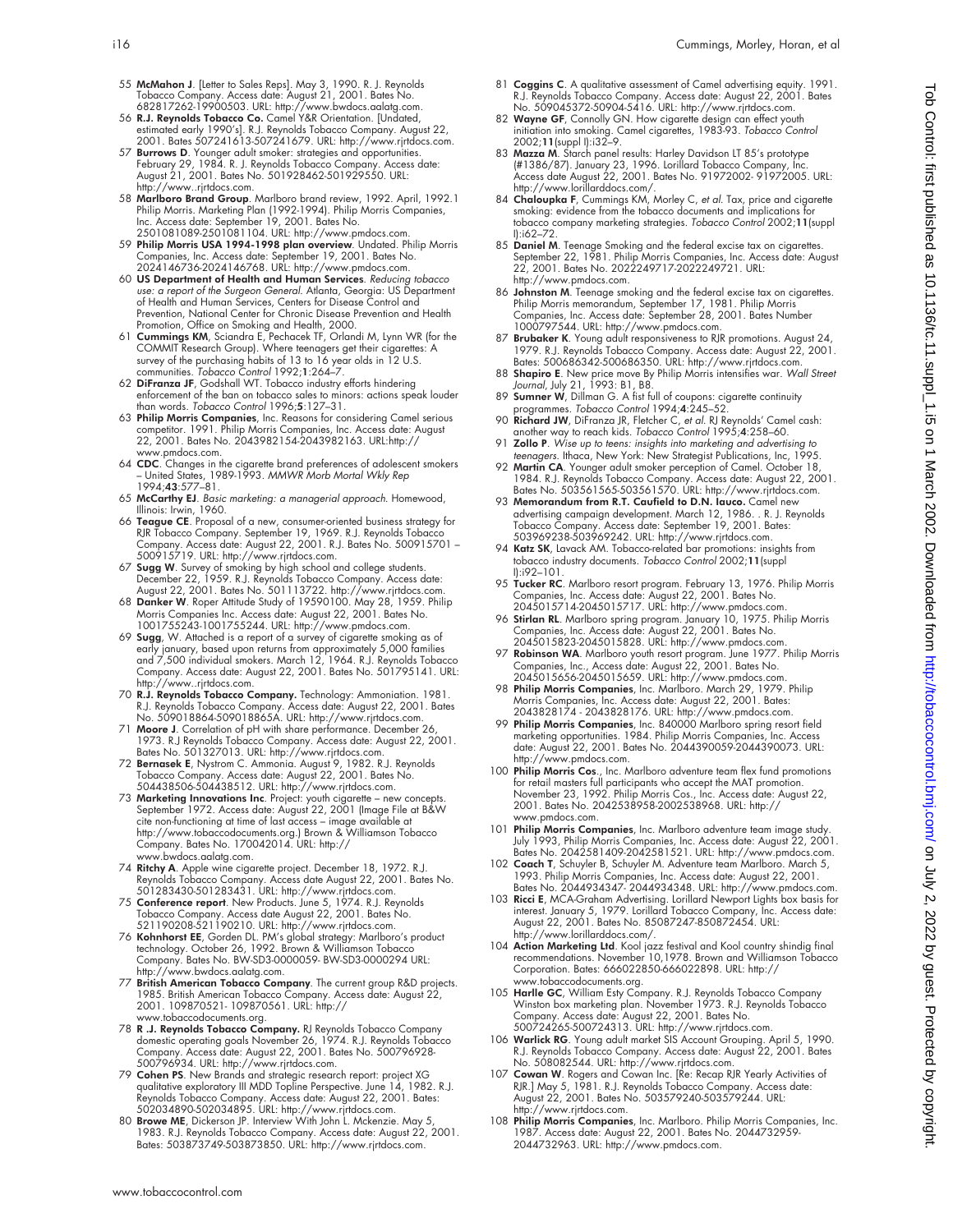55 **McMahon J**. [Letter to Sales Reps]. May 3, 1990. R. J. Reynolds Tobacco Company. Access date: August 21, 2001. Bates No. 682817262-19900503. URL: http://www.bwdocs.aalatg.com.

56 **R.J. Reynolds Tobacco Co.** Camel Y&R Orientation. [Undated, estimated early 1990's]. R.J. Reynolds Tobacco Company. August 22, 2001. Bates 507241613-507241679. URL: http://www.rjrtdocs.com.

57 **Burrows D**. Younger adult smoker: strategies and opportunities. February 29, 1984. R. J. Reynolds Tobacco Company. Access date: August 21, 2001. Bates No. 501928462-501929550. URL: http://www..rjrtdocs.com.

58 **Marlboro Brand Group**. Marlboro brand review, 1992. April, 1992.1 Philip Morris. Marketing Plan (1992-1994). Philip Morris Companies, Inc. Access date: September 19, 2001. Bates No. 2501081089-2501081104. URL: http://www.pmdocs.com.

59 **Philip Morris USA 1994-1998 plan overview**. Undated. Philip Morris Companies, Inc. Access date: September 19, 2001. Bates No. 2024146736-2024146768. URL: http://www.pmdocs.com.

60 **US Department of Health and Human Services**. *Reducing tobacco use: a report of the Surgeon General*. Atlanta, Georgia: US Department of Health and Human Services, Centers for Disease Control and Prevention, National Center for Chronic Disease Prevention and Health Promotion, Office on Smoking and Health, 2000.

61 **Cummings KM**, Sciandra E, Pechacek TF, Orlandi M, Lynn WR (for the COMMIT Research Group). Where teenagers get their cigarettes: A survey of the purchasing habits of 13 to 16 year olds in 12 U.S. communities. *Tobacco Control* 1992;**1**:264–7.

62 **DiFranza JF**, Godshall WT. Tobacco industry efforts hindering enforcement of the ban on tobacco sales to minors: actions speak louder than words. *Tobacco Control* 1996;**5**:127–31.

63 **Philip Morris Companies**, Inc. Reasons for considering Camel serious competitor. 1991. Philip Morris Companies, Inc. Access date: August 22, 2001. Bates No. 2043982154-2043982163. URL:http://www.pmdocs.com.

64 **CDC**. Changes in the cigarette brand preferences of adolescent smokers – United States, 1989-1993. *MMWR Morb Mortal Wkly Rep* 1994;**43**:577–81.

65 **McCarthy EJ**. *Basic marketing: a managerial approach*. Homewood, Illinois: Irwin, 1960.

66 **Teague CE**. Proposal of a new, consumer-oriented business strategy for RJR Tobacco Company. September 19, 1969. R.J. Reynolds Tobacco Company. Access date: August 22, 2001. R.J. Bates No. 500915701 – 500915719. URL: http://www.rjrtdocs.com.

67 **Sugg W**. Survey of smoking by high school and college students. December 22, 1959. R.J. Reynolds Tobacco Company. Access date: August 22, 2001. Bates No. 501113722. http://www.rjrtdocs.com.

68 **Danker W**. Roper Attitude Study of 19590100. May 28, 1959. Philip Morris Companies Inc. Access date: August 22, 2001. Bates No. 1001755243-1001755244. URL: http://www.pmdocs.com.

69 **Sugg**, W. Attached is a report of a survey of cigarette smoking as of early january, based upon returns from approximately 5,000 families and 7,500 individual smokers. March 12, 1964. R.J. Reynolds Tobacco Company. Access date: August 22, 2001. Bates No. 501795141. URL: http://www..rjrtdocs.com.

70 **R.J. Reynolds Tobacco Company.** Technology: Ammoniation. 1981. R.J. Reynolds Tobacco Company. Access date: August 22, 2001. Bates No. 509018864-509018865A. URL: http://www.rjrtdocs.com.

71 **Moore J**. Correlation of pH with share performance. December 26, 1973. R.J Reynolds Tobacco Company. Access date: August 22, 2001. Bates No. 501327013. URL: http://www.rjrtdocs.com.

72 **Bernasek E**, Nystrom C. Ammonia. August 9, 1982. R.J. Reynolds Tobacco Company. Access date: August 22, 2001. Bates No. 504438506-504438512. URL: http://www.rjrtdocs.com.

73 **Marketing Innovations Inc**. Project: youth cigarette – new concepts. September 1972. Access date: August 22, 2001 (Image File at B&W cite non-functioning at time of last access – image available at http://www.tobaccodocuments.org.) Brown & Williamson Tobacco Company. Bates No. 170042014. URL: http://www.bwdocs.aalatg.com.

74 **Ritchy A**. Apple wine cigarette project. December 18, 1972. R.J. Reynolds Tobacco Company. Access date August 22, 2001. Bates No. 501283430-501283431. URL: http://www.rjrtdocs.com.

75 **Conference report**. New Products. June 5, 1974. R.J. Reynolds Tobacco Company. Access date August 22, 2001. Bates No. 521190208-521190210. URL: http://www.rjrtdocs.com.

76 **Kohnhorst EE**, Gorden DL. PM's global strategy: Marlboro's product technology. October 26, 1992. Brown & Williamson Tobacco Company. Bates No. BW-SD3-0000059- BW-SD3-0000294 URL: http://www.bwdocs.aalatg.com.

77 **British American Tobacco Company**. The current group R&D projects. 1985. British American Tobacco Company. Access date: August 22, 2001. 109870521- 109870561. URL: http://www.tobaccodocuments.org.

78 **R .J. Reynolds Tobacco Company.** RJ Reynolds Tobacco Company domestic operating goals November 26, 1974. R.J. Reynolds Tobacco Company. Access date: August 22, 2001. Bates No. 500796928-500796934. URL: http://www.rjrtdocs.com.

79 **Cohen PS**. New Brands and strategic research report: project XG qualitative exploratory III MDD Topline Perspective. June 14, 1982. R.J. Reynolds Tobacco Company. Access date: August 22, 2001. Bates: 502034890-502034895. URL: http://www.rjrtdocs.com.

80 **Browe ME**, Dickerson JP. Interview With John L. Mckenzie. May 5, 1983. R.J. Reynolds Tobacco Company. Access date: August 22, 2001. Bates: 503873749-503873850. URL: http://www.rjrtdocs.com.

81 **Coggins C**. A qualitative assessment of Camel advertising equity. 1991. R.J. Reynolds Tobacco Company. Access date: August 22, 2001. Bates No. 509045372-50904-5416. URL: http://www.rjrtdocs.com.

82 **Wayne GF**, Connolly GN. How cigarette design can effect youth initiation into smoking. Camel cigarettes, 1983-93. *Tobacco Control* 2002;**11**(suppl I):i32–9.

83 **Mazza M**. Starch panel results: Harley Davidson LT 85's prototype (#1386/87). January 23, 1996. Lorillard Tobacco Company, Inc. Access date August 22, 2001. Bates No. 91972002- 91972005. URL: http://www.lorillarddocs.com/.

84 **Chaloupka F**, Cummings KM, Morley C, *et al*. Tax, price and cigarette smoking: evidence from the tobacco documents and implications for tobacco company marketing strategies. *Tobacco Control* 2002;**11**(suppl I):i62–72.

85 **Daniel M**. Teenage Smoking and the federal excise tax on cigarettes. September 22, 1981. Philip Morris Companies, Inc. Access date: August 22, 2001. Bates No. 2022249717-2022249721. URL: http://www.pmdocs.com.

86 **Johnston M**. Teenage smoking and the federal excise tax on cigarettes. Philip Morris memorandum, September 17, 1981. Philip Morris Companies, Inc. Access date: September 28, 2001. Bates Number 1000797544. URL: http://www.pmdocs.com.

87 **Brubaker K**. Young adult responsiveness to RJR promotions. August 24, 1979. R.J. Reynolds Tobacco Company. Access date: August 22, 2001. Bates: 500686342-500686350. URL: http://www.rjrtdocs.com.

88 **Shapiro E**. New price move By Philip Morris intensifies war. *Wall Street Journal*, July 21, 1993: B1, B8.

89 **Sumner W**, Dillman G. A fist full of coupons: cigarette continuity programmes. *Tobacco Control* 1994;**4**:245–52.

90 **Richard JW**, DiFranza JR, Fletcher C, *et al*. RJ Reynolds' Camel cash: another way to reach kids. *Tobacco Control* 1995;**4**:258–60.

91 **Zollo P**. *Wise up to teens: insights into marketing and advertising to teenagers*. Ithaca, New York: New Strategist Publications, Inc, 1995.

92 **Martin CA**. Younger adult smoker perception of Camel. October 18, 1984. R.J. Reynolds Tobacco Company. Access date: August 22, 2001. Bates No. 503561565-503561570. URL: http://www.rjrtdocs.com.

93 **Memorandum from R.T. Caufield to D.N. Iauco.** Camel new advertising campaign development. March 12, 1986. . R. J. Reynolds Tobacco Company. Access date: September 19, 2001. Bates: 503969238-503969242. URL: http://www.rjrtdocs.com.

94 **Katz SK**, Lavack AM. Tobacco-related bar promotions: insights from tobacco industry documents. *Tobacco Control* 2002;**11**(suppl I):i92–101.

95 **Tucker RC**. Marlboro resort program. February 13, 1976. Philip Morris Companies, Inc. Access date: August 22, 2001. Bates No. 2045015714-2045015717. URL: http://www.pmdocs.com.

96 **Stirlan RL**. Marlboro spring program. January 10, 1975. Philip Morris Companies, Inc. Access date: August 22, 2001. Bates No. 2045015823-2045015828. URL: http://www.pmdocs.com.

97 **Robinson WA**. Marlboro youth resort program. June 1977. Philip Morris Companies, Inc., Access date: August 22, 2001. Bates No. 2045015656-2045015659. URL: http://www.pmdocs.com.

98 **Philip Morris Companies**, Inc. Marlboro. March 29, 1979. Philip Morris Companies, Inc. Access date: August 22, 2001. Bates: 2043828174 - 2043828176. URL: http://www.pmdocs.com.

99 **Philip Morris Companies**, Inc. 840000 Marlboro spring resort field marketing opportunities. 1984. Philip Morris Companies, Inc. Access date: August 22, 2001. Bates No. 2044390059-2044390073. URL: http://www.pmdocs.com.

100 **Philip Morris Cos**., Inc. Marlboro adventure team flex fund promotions for retail masters full participants who accept the MAT promotion. November 23, 1992. Philip Morris Cos., Inc. Access date: August 22, 2001. Bates No. 2042538958-2002538968. URL: http://www.pmdocs.com.

101 **Philip Morris Companies**, Inc. Marlboro adventure team image study. July 1993, Philip Morris Companies, Inc. Access date: August 22, 2001. Bates No. 2042581409-2042581521. URL: http://www.pmdocs.com.

102 **Coach T**, Schuyler B, Schuyler M. Adventure team Marlboro. March 5, 1993. Philip Morris Companies, Inc. Access date: August 22, 2001. Bates No. 2044934347- 2044934348. URL: http://www.pmdocs.com.

103 **Ricci E**, MCA-Graham Advertising. Lorillard Newport Lights box basis for interest. January 5, 1979. Lorillard Tobacco Company, Inc. Access date: August 22, 2001. Bates No. 85087247-850872454. URL: http://www.lorillarddocs.com/.

104 **Action Marketing Ltd**. Kool jazz festival and Kool country shindig final recommendations. November 10,1978. Brown and Williamson Tobacco Corporation. Bates: 666022850-666022898. URL: http://www.tobaccodocuments.org.

105 **Harlle GC**, William Esty Company. R.J. Reynolds Tobacco Company Winston box marketing plan. November 1973. R.J. Reynolds Tobacco Company. Access date: August 22, 2001. Bates No. 500724265-500724313. URL: http://www.rjrtdocs.com.

106 **Warlick RG**. Young adult market SIS Account Grouping. April 5, 1990. R.J. Reynolds Tobacco Company. Access date: August 22, 2001. Bates No. 508082544. URL: http://www.rjrtdocs.com.

107 **Cowan W**. Rogers and Cowan Inc. [Re: Recap RJR Yearly Activities of RJR.] May 5, 1981. R.J. Reynolds Tobacco Company. Access date: August 22, 2001. Bates No. 503579240-503579244. URL: http://www.rjrtdocs.com.

108 **Philip Morris Companies**, Inc. Marlboro. Philip Morris Companies, Inc. 1987. Access date: August 22, 2001. Bates No. 2044732959-2044732963. URL: http://www.pmdocs.com.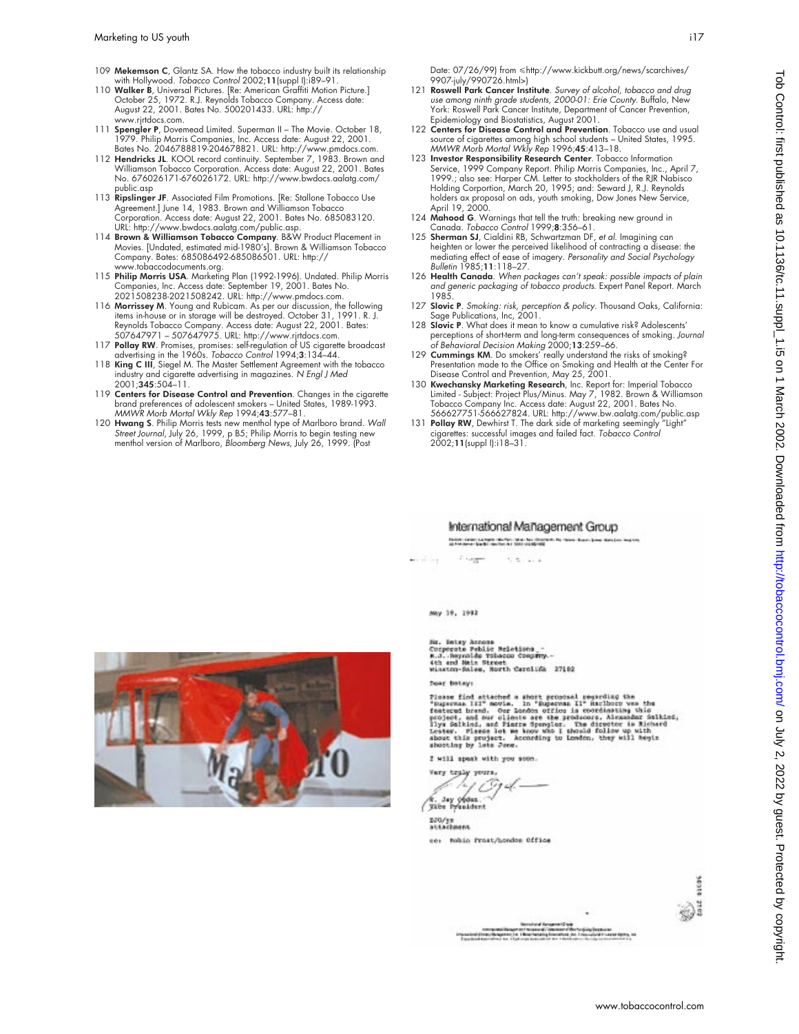109 **Mekemson C**, Glantz SA. How the tobacco industry built its relationship with Hollywood. *Tobacco Control* 2002;**11**(suppl I):i89–91.

110 **Walker B**, Universal Pictures. [Re: American Graffiti Motion Picture.] October 25, 1972. R.J. Reynolds Tobacco Company. Access date: August 22, 2001. Bates No. 500201433. URL: http://www.rjrtdocs.com.

111 **Spengler P**, Dovemead Limited. Superman II – The Movie. October 18, 1979. Philip Morris Companies, Inc. Access date: August 22, 2001. Bates No. 2046788819-204678821. URL: http://www.pmdocs.com.

112 **Hendricks JL**. KOOL record continuity. September 7, 1983. Brown and Williamson Tobacco Corporation. Access date: August 22, 2001. Bates No. 676026171-676026172. URL: http://www.bwdocs.aalatg.com/public.asp

113 **Ripslinger JF**. Associated Film Promotions. [Re: Stallone Tobacco Use Agreement.] June 14, 1983. Brown and Williamson Tobacco Corporation. Access date: August 22, 2001. Bates No. 685083120. URL: http://www.bwdocs.aalatg.com/public.asp.

114 **Brown & Williamson Tobacco Company**. B&W Product Placement in Movies. [Undated, estimated mid-1980's]. Brown & Williamson Tobacco Company. Bates: 685086492-685086501. URL: http://www.tobaccodocuments.org.

115 **Philip Morris USA**. Marketing Plan (1992-1996). Undated. Philip Morris Companies, Inc. Access date: September 19, 2001. Bates No. 2021508238-2021508242. URL: http://www.pmdocs.com.

116 **Morrissey M**. Young and Rubicam. As per our discussion, the following items in-house or in storage will be destroyed. October 31, 1991. R. J. Reynolds Tobacco Company. Access date: August 22, 2001. Bates: 507647971 – 507647975. URL: http://www.rjrtdocs.com.

117 **Pollay RW**. Promises, promises: self-regulation of US cigarette broadcast advertising in the 1960s. *Tobacco Control* 1994;**3**:134–44.

118 **King C III**, Siegel M. The Master Settlement Agreement with the tobacco industry and cigarette advertising in magazines. *N Engl J Med* 2001;**345**:504–11.

119 **Centers for Disease Control and Prevention**. Changes in the cigarette brand preferences of adolescent smokers – United States, 1989-1993. *MMWR Morb Mortal Wkly Rep* 1994;**43**:577–81.

120 **Hwang S**. Philip Morris tests new menthol type of Marlboro brand. *Wall Street Journal*, July 26, 1999, p B5; Philip Morris to begin testing new menthol version of Marlboro, *Bloomberg News*, July 26, 1999. (Post Date: 07/26/99) from <http://www.kickbutt.org/news/scarchives/9907-july/990726.html>)

121 **Roswell Park Cancer Institute**. *Survey of alcohol, tobacco and drug use among ninth grade students, 2000-01: Erie County*. Buffalo, New York: Roswell Park Cancer Institute, Department of Cancer Prevention, Epidemiology and Biostatistics, August 2001.

122 **Centers for Disease Control and Prevention**. Tobacco use and usual source of cigarettes among high school students – United States, 1995. *MMWR Morb Mortal Wkly Rep* 1996;**45**:413–18.

123 **Investor Responsibility Research Center**. Tobacco Information Service, 1999 Company Report. Philip Morris Companies, Inc., April 7, 1999.; also see: Harper CM. Letter to stockholders of the RJR Nabisco Holding Corportion, March 20, 1995; and: Seward J, R.J. Reynolds holders ax proposal on ads, youth smoking, Dow Jones New Service, April 19, 2000.

124 **Mahood G**. Warnings that tell the truth: breaking new ground in Canada. *Tobacco Control* 1999;**8**:356–61.

125 **Sherman SJ**, Cialdini RB, Schwartzman DF, *et al*. Imagining can heighten or lower the perceived likelihood of contracting a disease: the mediating effect of ease of imagery. *Personality and Social Psychology Bulletin* 1985;**11**:118–27.

126 **Health Canada**. *When packages can't speak: possible impacts of plain and generic packaging of tobacco products*. Expert Panel Report. March 1985.

127 **Slovic P**. *Smoking: risk, perception & policy*. Thousand Oaks, California: Sage Publications, Inc, 2001.

128 **Slovic P**. What does it mean to know a cumulative risk? Adolescents' perceptions of short-term and long-term consequences of smoking. *Journal of Behavioral Decision Making* 2000;**13**:259–66.

129 **Cummings KM**. Do smokers' really understand the risks of smoking? Presentation made to the Office on Smoking and Health at the Center For Disease Control and Prevention, May 25, 2001.

130 **Kwechansky Marketing Research**, Inc. Report for: Imperial Tobacco Limited - Subject: Project Plus/Minus. May 7, 1982. Brown & Williamson Tobacco Company Inc. Access date: August 22, 2001. Bates No. 566627751-566627824. URL: http://www.bw.aalatg.com/public.asp

131 **Pollay RW**, Dewhirst T. The dark side of marketing seemingly "Light" cigarettes: successful images and failed fact. *Tobacco Control* 2002;**11**(suppl I):i18–31.